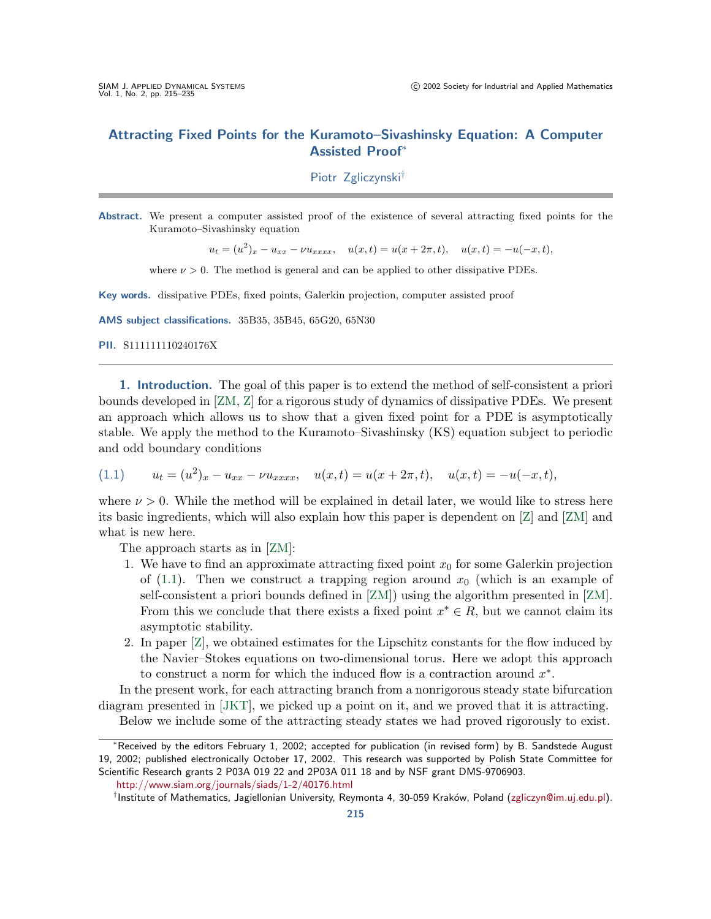# Attracting Fixed Points for the Kuramoto–Sivashinsky Equation: A Computer Assisted Proof*

Piotr Zgliczynski†

**Abstract.** We present a computer assisted proof of the existence of several attracting fixed points for the Kuramoto–Sivashinsky equation

$$u_t = (u^2)_x - u_{xx} - \nu u_{xxxx}, \quad u(x,t) = u(x+2\pi,t), \quad u(x,t) = -u(-x,t),$$

where $\nu > 0$. The method is general and can be applied to other dissipative PDEs.

**Key words.** dissipative PDEs, fixed points, Galerkin projection, computer assisted proof

**AMS subject classifications.** 35B35, 35B45, 65G20, 65N30

**PII.** S111111110240176X

## 1. Introduction.

The goal of this paper is to extend the method of self-consistent a priori bounds developed in [ZM, Z] for a rigorous study of dynamics of dissipative PDEs. We present an approach which allows us to show that a given fixed point for a PDE is asymptotically stable. We apply the method to the Kuramoto–Sivashinsky (KS) equation subject to periodic and odd boundary conditions

$$u_t = (u^2)_x - u_{xx} - \nu u_{xxxx}, \quad u(x,t) = u(x+2\pi,t), \quad u(x,t) = -u(-x,t), \tag{1.1}$$

where $\nu > 0$. While the method will be explained in detail later, we would like to stress here its basic ingredients, which will also explain how this paper is dependent on [Z] and [ZM] and what is new here.

The approach starts as in [ZM]:

1. We have to find an approximate attracting fixed point $x_0$ for some Galerkin projection of (1.1). Then we construct a trapping region around $x_0$ (which is an example of self-consistent a priori bounds defined in [ZM]) using the algorithm presented in [ZM]. From this we conclude that there exists a fixed point $x^* \in R$, but we cannot claim its asymptotic stability.
2. In paper [Z], we obtained estimates for the Lipschitz constants for the flow induced by the Navier–Stokes equations on two-dimensional torus. Here we adopt this approach to construct a norm for which the induced flow is a contraction around $x^*$.

In the present work, for each attracting branch from a nonrigorous steady state bifurcation diagram presented in [JKT], we picked up a point on it, and we proved that it is attracting.

Below we include some of the attracting steady states we had proved rigorously to exist.

*Received by the editors February 1, 2002; accepted for publication (in revised form) by B. Sandstede August 19, 2002; published electronically October 17, 2002. This research was supported by Polish State Committee for Scientific Research grants 2 P03A 019 22 and 2P03A 011 18 and by NSF grant DMS-9706903.
http://www.siam.org/journals/siads/1-2/40176.html

†Institute of Mathematics, Jagiellonian University, Reymonta 4, 30-059 Kraków, Poland (zgliczyn@im.uj.edu.pl).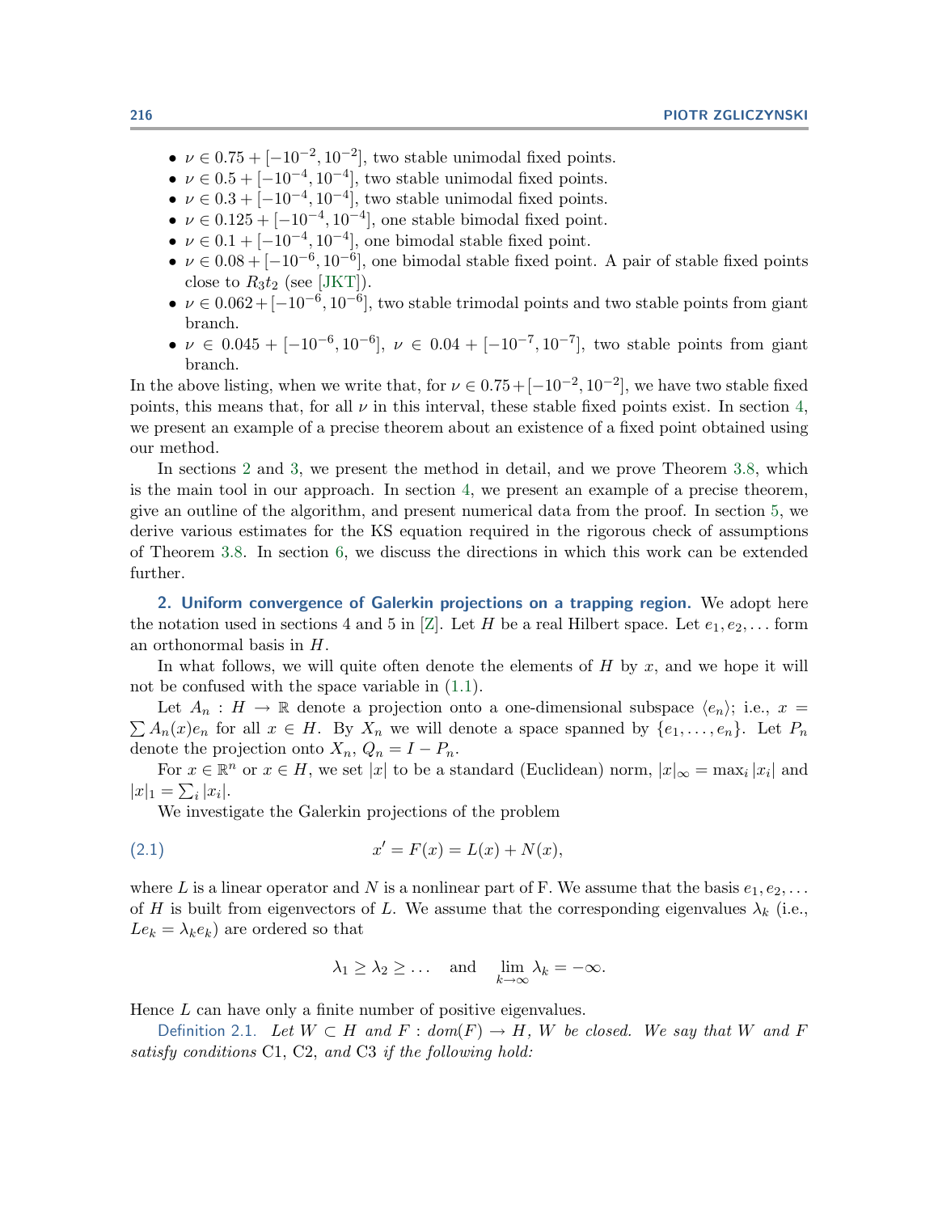- $\nu \in 0.75 + [-10^{-2}, 10^{-2}]$, two stable unimodal fixed points.
- $\nu \in 0.5 + [-10^{-4}, 10^{-4}]$, two stable unimodal fixed points.
- $\nu \in 0.3 + [-10^{-4}, 10^{-4}]$, two stable unimodal fixed points.
- $\nu \in 0.125 + [-10^{-4}, 10^{-4}]$, one stable bimodal fixed point.
- $\nu \in 0.1 + [-10^{-4}, 10^{-4}]$, one bimodal stable fixed point.
- $\nu \in 0.08 + [-10^{-6}, 10^{-6}]$, one bimodal stable fixed point. A pair of stable fixed points close to $R_3 t_2$ (see [JKT]).
- $\nu \in 0.062 + [-10^{-6}, 10^{-6}]$, two stable trimodal points and two stable points from giant branch.
- $\nu \in 0.045 + [-10^{-6}, 10^{-6}]$, $\nu \in 0.04 + [-10^{-7}, 10^{-7}]$, two stable points from giant branch.

In the above listing, when we write that, for $\nu \in 0.75 + [-10^{-2}, 10^{-2}]$, we have two stable fixed points, this means that, for all $\nu$ in this interval, these stable fixed points exist. In section 4, we present an example of a precise theorem about an existence of a fixed point obtained using our method.

In sections 2 and 3, we present the method in detail, and we prove Theorem 3.8, which is the main tool in our approach. In section 4, we present an example of a precise theorem, give an outline of the algorithm, and present numerical data from the proof. In section 5, we derive various estimates for the KS equation required in the rigorous check of assumptions of Theorem 3.8. In section 6, we discuss the directions in which this work can be extended further.

## 2. Uniform convergence of Galerkin projections on a trapping region.

We adopt here the notation used in sections 4 and 5 in [Z]. Let $H$ be a real Hilbert space. Let $e_1, e_2, \dots$ form an orthonormal basis in $H$.

In what follows, we will quite often denote the elements of $H$ by $x$, and we hope it will not be confused with the space variable in (1.1).

Let $A_n : H \to \mathbb{R}$ denote a projection onto a one-dimensional subspace $\langle e_n \rangle$; i.e., $x = \sum A_n(x) e_n$ for all $x \in H$. By $X_n$ we will denote a space spanned by $\{e_1, \dots, e_n\}$. Let $P_n$ denote the projection onto $X_n$, $Q_n = I - P_n$.

For $x \in \mathbb{R}^n$ or $x \in H$, we set $|x|$ to be a standard (Euclidean) norm, $|x|_\infty = \max_i |x_i|$ and $|x|_1 = \sum_i |x_i|$.

We investigate the Galerkin projections of the problem

$$x' = F(x) = L(x) + N(x), \tag{2.1}$$

where $L$ is a linear operator and $N$ is a nonlinear part of F. We assume that the basis $e_1, e_2, \dots$ of $H$ is built from eigenvectors of $L$. We assume that the corresponding eigenvalues $\lambda_k$ (i.e., $Le_k = \lambda_k e_k$) are ordered so that

$$\lambda_1 \geq \lambda_2 \geq \dots \quad \text{and} \quad \lim_{k \to \infty} \lambda_k = -\infty.$$

Hence $L$ can have only a finite number of positive eigenvalues.

Definition 2.1. *Let $W \subset H$ and $F : dom(F) \to H$, $W$ be closed. We say that $W$ and $F$ satisfy conditions* C1, C2, *and* C3 *if the following hold:*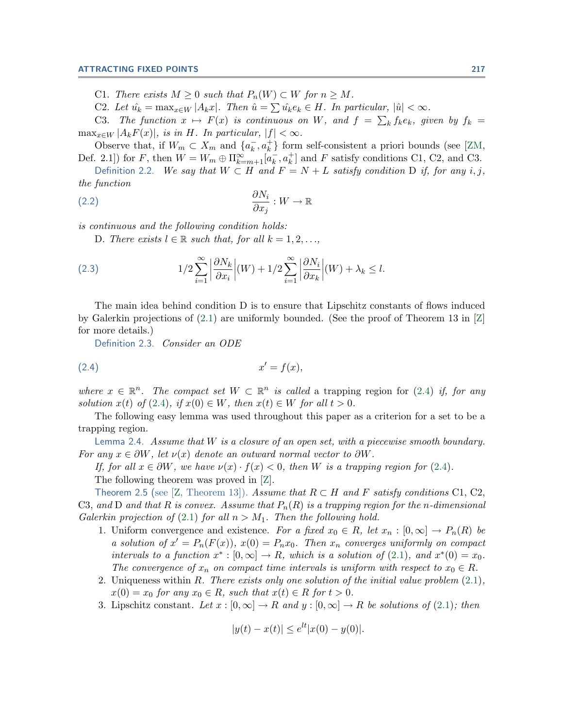C1. *There exists $M \geq 0$ such that $P_n(W) \subset W$ for $n \geq M$.*

C2. *Let $\hat{u_k} = \max_{x \in W} |A_k x|$. Then $\hat{u} = \sum \hat{u_k} e_k \in H$. In particular, $|\hat{u}| < \infty$.*

C3. *The function $x \mapsto F(x)$ is continuous on $W$, and $f = \sum_k f_k e_k$, given by $f_k = \max_{x \in W} |A_k F(x)|$, is in $H$. In particular, $|f| < \infty$.*

Observe that, if $W_m \subset X_m$ and $\{a_k^-, a_k^+\}$ form self-consistent a priori bounds (see [ZM, Def. 2.1]) for $F$, then $W = W_m \oplus \Pi_{k=m+1}^{\infty} [a_k^-, a_k^+]$ and $F$ satisfy conditions C1, C2, and C3.

Definition 2.2. *We say that $W \subset H$ and $F = N + L$ satisfy condition* D *if, for any $i, j$, the function*

$$\frac{\partial N_i}{\partial x_j} : W \to \mathbb{R} \tag{2.2}$$

*is continuous and the following condition holds:*

D. *There exists $l \in \mathbb{R}$ such that, for all $k = 1, 2, \ldots$,*

$$1/2 \sum_{i=1}^{\infty} \left| \frac{\partial N_k}{\partial x_i} \right| (W) + 1/2 \sum_{i=1}^{\infty} \left| \frac{\partial N_i}{\partial x_k} \right| (W) + \lambda_k \leq l. \tag{2.3}$$

The main idea behind condition D is to ensure that Lipschitz constants of flows induced by Galerkin projections of (2.1) are uniformly bounded. (See the proof of Theorem 13 in [Z] for more details.)

Definition 2.3. *Consider an ODE*

$$x' = f(x), \tag{2.4}$$

*where $x \in \mathbb{R}^n$. The compact set $W \subset \mathbb{R}^n$ is called* a trapping region for (2.4) *if, for any solution $x(t)$ of (2.4), if $x(0) \in W$, then $x(t) \in W$ for all $t > 0$.*

The following easy lemma was used throughout this paper as a criterion for a set to be a trapping region.

Lemma 2.4. *Assume that $W$ is a closure of an open set, with a piecewise smooth boundary. For any $x \in \partial W$, let $\nu(x)$ denote an outward normal vector to $\partial W$.*

*If, for all $x \in \partial W$, we have $\nu(x) \cdot f(x) < 0$, then $W$ is a trapping region for (2.4).*

The following theorem was proved in [Z].

Theorem 2.5 (see [Z, Theorem 13]). *Assume that $R \subset H$ and $F$ satisfy conditions* C1, C2, C3, *and* D *and that $R$ is convex. Assume that $P_n(R)$ is a trapping region for the $n$-dimensional Galerkin projection of (2.1) for all $n > M_1$. Then the following hold.*

1. Uniform convergence and existence. *For a fixed $x_0 \in R$, let $x_n : [0, \infty] \to P_n(R)$ be a solution of $x' = P_n(F(x))$, $x(0) = P_n x_0$. Then $x_n$ converges uniformly on compact intervals to a function $x^* : [0, \infty] \to R$, which is a solution of (2.1), and $x^*(0) = x_0$. The convergence of $x_n$ on compact time intervals is uniform with respect to $x_0 \in R$.*
2. Uniqueness within $R$. *There exists only one solution of the initial value problem (2.1), $x(0) = x_0$ for any $x_0 \in R$, such that $x(t) \in R$ for $t > 0$.*
3. Lipschitz constant. *Let $x : [0, \infty] \to R$ and $y : [0, \infty] \to R$ be solutions of (2.1); then*

$$|y(t) - x(t)| \leq e^{lt} |x(0) - y(0)|.$$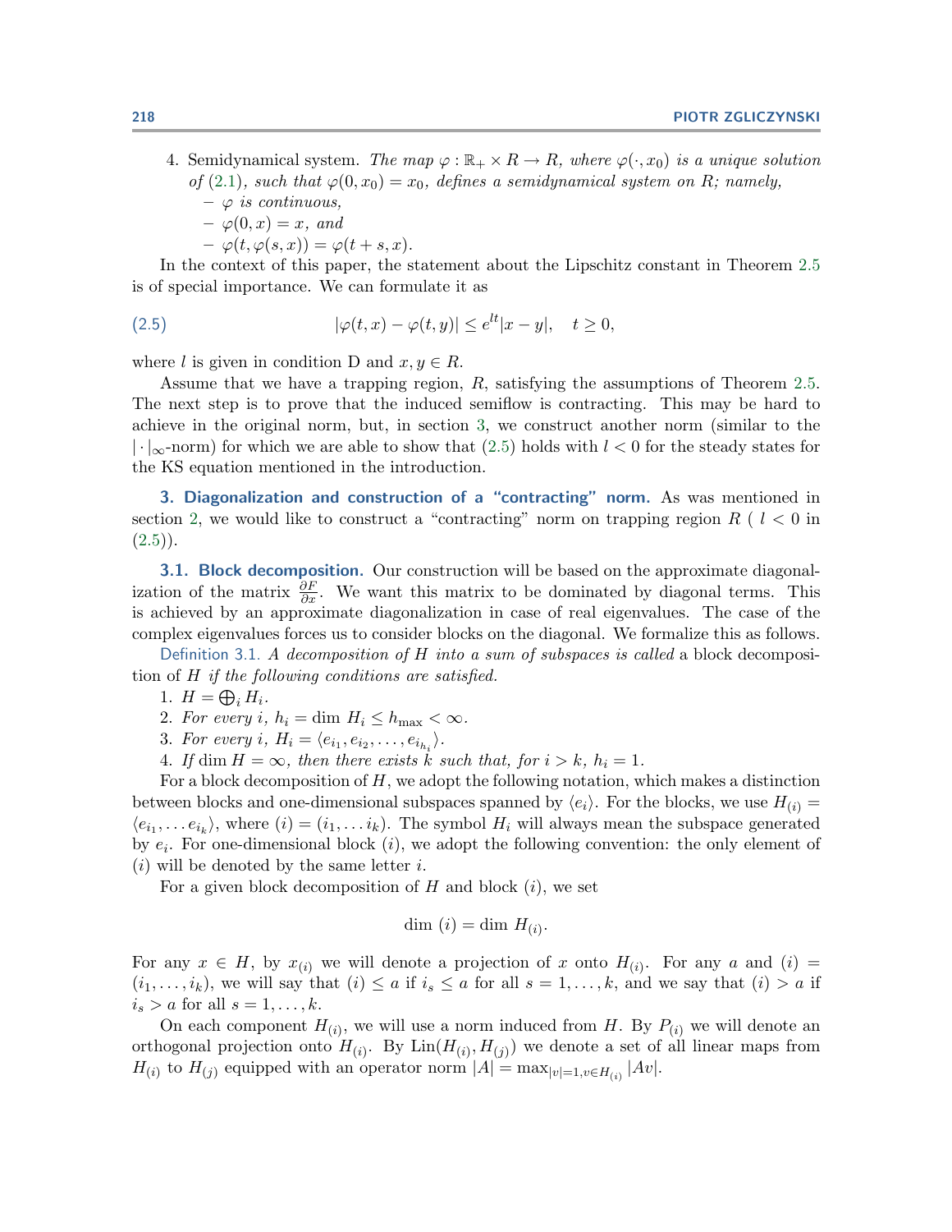4. Semidynamical system. *The map $\varphi : \mathbb{R}_+ \times R \to R$, where $\varphi(\cdot, x_0)$ is a unique solution of (2.1), such that $\varphi(0, x_0) = x_0$, defines a semidynamical system on $R$; namely,*
   - *$\varphi$ is continuous,*
   - *$\varphi(0, x) = x$, and*
   - *$\varphi(t, \varphi(s, x)) = \varphi(t + s, x)$.*

In the context of this paper, the statement about the Lipschitz constant in Theorem 2.5 is of special importance. We can formulate it as

$$|\varphi(t, x) - \varphi(t, y)| \leq e^{lt}|x - y|, \quad t \geq 0, \tag{2.5}$$

where $l$ is given in condition D and $x, y \in R$.

Assume that we have a trapping region, $R$, satisfying the assumptions of Theorem 2.5. The next step is to prove that the induced semiflow is contracting. This may be hard to achieve in the original norm, but, in section 3, we construct another norm (similar to the $|\cdot|_\infty$-norm) for which we are able to show that (2.5) holds with $l < 0$ for the steady states for the KS equation mentioned in the introduction.

## 3. Diagonalization and construction of a "contracting" norm.

As was mentioned in section 2, we would like to construct a "contracting" norm on trapping region $R$ ( $l < 0$ in (2.5)).

### 3.1. Block decomposition.

Our construction will be based on the approximate diagonalization of the matrix $\frac{\partial F}{\partial x}$. We want this matrix to be dominated by diagonal terms. This is achieved by an approximate diagonalization in case of real eigenvalues. The case of the complex eigenvalues forces us to consider blocks on the diagonal. We formalize this as follows.

Definition 3.1. *A decomposition of $H$ into a sum of subspaces is called* a block decomposition of $H$ *if the following conditions are satisfied.*

1. $H = \bigoplus_i H_i$.
2. *For every $i$, $h_i = \dim H_i \leq h_{\max} < \infty$.*
3. *For every $i$, $H_i = \langle e_{i_1}, e_{i_2}, \ldots, e_{i_{h_i}} \rangle$.*
4. *If $\dim H = \infty$, then there exists $k$ such that, for $i > k$, $h_i = 1$.*

For a block decomposition of $H$, we adopt the following notation, which makes a distinction between blocks and one-dimensional subspaces spanned by $\langle e_i \rangle$. For the blocks, we use $H_{(i)} = \langle e_{i_1}, \ldots e_{i_k} \rangle$, where $(i) = (i_1, \ldots i_k)$. The symbol $H_i$ will always mean the subspace generated by $e_i$. For one-dimensional block $(i)$, we adopt the following convention: the only element of $(i)$ will be denoted by the same letter $i$.

For a given block decomposition of $H$ and block $(i)$, we set

$$\dim\, (i) = \dim H_{(i)}.$$

For any $x \in H$, by $x_{(i)}$ we will denote a projection of $x$ onto $H_{(i)}$. For any $a$ and $(i) = (i_1, \ldots, i_k)$, we will say that $(i) \leq a$ if $i_s \leq a$ for all $s = 1, \ldots, k$, and we say that $(i) > a$ if $i_s > a$ for all $s = 1, \ldots, k$.

On each component $H_{(i)}$, we will use a norm induced from $H$. By $P_{(i)}$ we will denote an orthogonal projection onto $H_{(i)}$. By $\mathrm{Lin}(H_{(i)}, H_{(j)})$ we denote a set of all linear maps from $H_{(i)}$ to $H_{(j)}$ equipped with an operator norm $|A| = \max_{|v|=1, v \in H_{(i)}} |Av|$.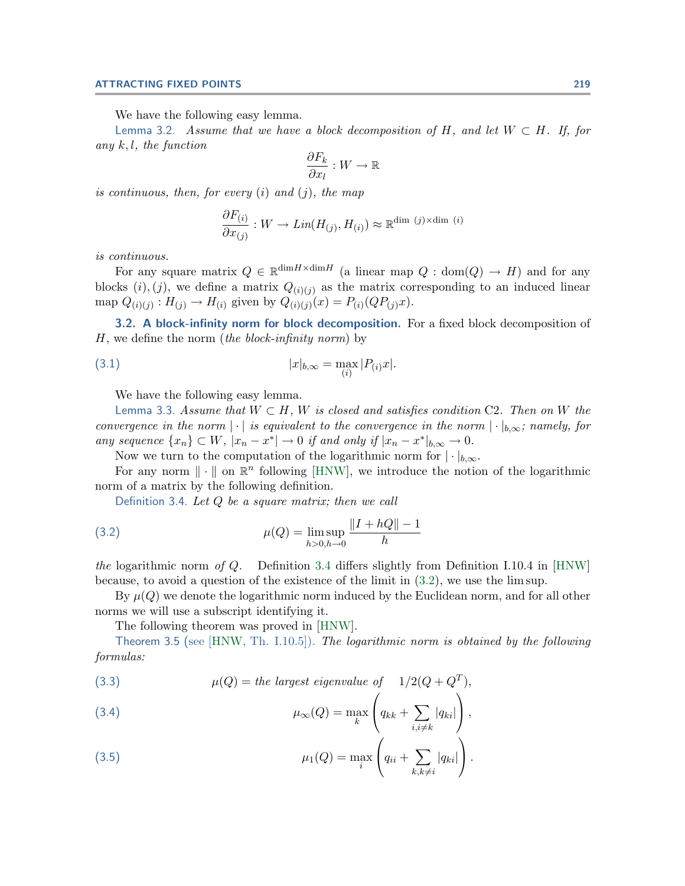We have the following easy lemma.

Lemma 3.2. *Assume that we have a block decomposition of $H$, and let $W \subset H$. If, for any $k, l$, the function*

$$\frac{\partial F_k}{\partial x_l} : W \to \mathbb{R}$$

*is continuous, then, for every $(i)$ and $(j)$, the map*

$$\frac{\partial F_{(i)}}{\partial x_{(j)}} : W \to Lin(H_{(j)}, H_{(i)}) \approx \mathbb{R}^{\dim\,(j) \times \dim\,(i)}$$

*is continuous.*

For any square matrix $Q \in \mathbb{R}^{\dim H \times \dim H}$ (a linear map $Q : \mathrm{dom}(Q) \to H$) and for any blocks $(i), (j)$, we define a matrix $Q_{(i)(j)}$ as the matrix corresponding to an induced linear map $Q_{(i)(j)} : H_{(j)} \to H_{(i)}$ given by $Q_{(i)(j)}(x) = P_{(i)}(QP_{(j)}x)$.

**3.2. A block-infinity norm for block decomposition.** For a fixed block decomposition of $H$, we define the norm (*the block-infinity norm*) by

$$|x|_{b,\infty} = \max_{(i)} |P_{(i)}x|. \tag{3.1}$$

We have the following easy lemma.

Lemma 3.3. *Assume that $W \subset H$, $W$ is closed and satisfies condition* C2. *Then on $W$ the convergence in the norm $|\cdot|$ is equivalent to the convergence in the norm $|\cdot|_{b,\infty}$; namely, for any sequence $\{x_n\} \subset W$, $|x_n - x^*| \to 0$ if and only if $|x_n - x^*|_{b,\infty} \to 0$.*

Now we turn to the computation of the logarithmic norm for $|\cdot|_{b,\infty}$.

For any norm $\|\cdot\|$ on $\mathbb{R}^n$ following [HNW], we introduce the notion of the logarithmic norm of a matrix by the following definition.

Definition 3.4. *Let $Q$ be a square matrix; then we call*

$$\mu(Q) = \limsup_{h>0, h\to 0} \frac{\|I + hQ\| - 1}{h} \tag{3.2}$$

*the* logarithmic norm *of $Q$.* Definition 3.4 differs slightly from Definition I.10.4 in [HNW] because, to avoid a question of the existence of the limit in (3.2), we use the lim sup.

By $\mu(Q)$ we denote the logarithmic norm induced by the Euclidean norm, and for all other norms we will use a subscript identifying it.

The following theorem was proved in [HNW].

Theorem 3.5 (see [HNW, Th. I.10.5]). *The logarithmic norm is obtained by the following formulas:*

$$\mu(Q) = \textit{the largest eigenvalue of} \quad 1/2(Q + Q^T), \tag{3.3}$$

$$\mu_\infty(Q) = \max_k \left( q_{kk} + \sum_{i, i \neq k} |q_{ki}| \right), \tag{3.4}$$

$$\mu_1(Q) = \max_i \left( q_{ii} + \sum_{k, k \neq i} |q_{ki}| \right). \tag{3.5}$$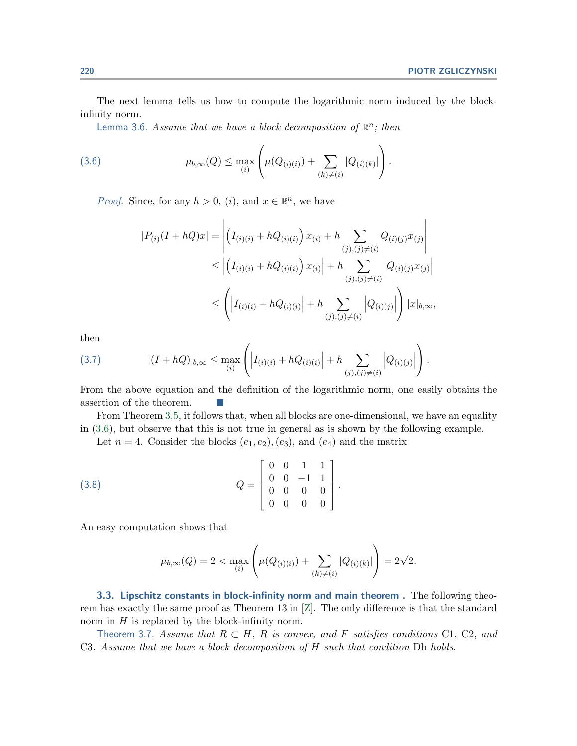The next lemma tells us how to compute the logarithmic norm induced by the block-infinity norm.

Lemma 3.6. *Assume that we have a block decomposition of $\mathbb{R}^n$; then*

$$\mu_{b,\infty}(Q) \leq \max_{(i)} \left( \mu(Q_{(i)(i)}) + \sum_{(k)\neq(i)} |Q_{(i)(k)}| \right). \tag{3.6}$$

*Proof.* Since, for any $h > 0$, $(i)$, and $x \in \mathbb{R}^n$, we have

$$\begin{aligned}
|P_{(i)}(I + hQ)x| &= \left| \left( I_{(i)(i)} + hQ_{(i)(i)} \right) x_{(i)} + h \sum_{(j),(j)\neq(i)} Q_{(i)(j)} x_{(j)} \right| \\
&\leq \left| \left( I_{(i)(i)} + hQ_{(i)(i)} \right) x_{(i)} \right| + h \sum_{(j),(j)\neq(i)} \left| Q_{(i)(j)} x_{(j)} \right| \\
&\leq \left( \left| I_{(i)(i)} + hQ_{(i)(i)} \right| + h \sum_{(j),(j)\neq(i)} \left| Q_{(i)(j)} \right| \right) |x|_{b,\infty},
\end{aligned}$$

then

$$|(I + hQ)|_{b,\infty} \leq \max_{(i)} \left( \left| I_{(i)(i)} + hQ_{(i)(i)} \right| + h \sum_{(j),(j)\neq(i)} \left| Q_{(i)(j)} \right| \right). \tag{3.7}$$

From the above equation and the definition of the logarithmic norm, one easily obtains the assertion of the theorem. ∎

From Theorem 3.5, it follows that, when all blocks are one-dimensional, we have an equality in (3.6), but observe that this is not true in general as is shown by the following example.

Let $n = 4$. Consider the blocks $(e_1, e_2), (e_3)$, and $(e_4)$ and the matrix

$$Q = \begin{bmatrix} 0 & 0 & 1 & 1 \\ 0 & 0 & -1 & 1 \\ 0 & 0 & 0 & 0 \\ 0 & 0 & 0 & 0 \end{bmatrix}. \tag{3.8}$$

An easy computation shows that

$$\mu_{b,\infty}(Q) = 2 < \max_{(i)} \left( \mu(Q_{(i)(i)}) + \sum_{(k)\neq(i)} |Q_{(i)(k)}| \right) = 2\sqrt{2}.$$

### 3.3. Lipschitz constants in block-infinity norm and main theorem .

The following theorem has exactly the same proof as Theorem 13 in [Z]. The only difference is that the standard norm in $H$ is replaced by the block-infinity norm.

Theorem 3.7. *Assume that $R \subset H$, $R$ is convex, and $F$ satisfies conditions* C1, C2, *and* C3. *Assume that we have a block decomposition of $H$ such that condition* Db *holds.*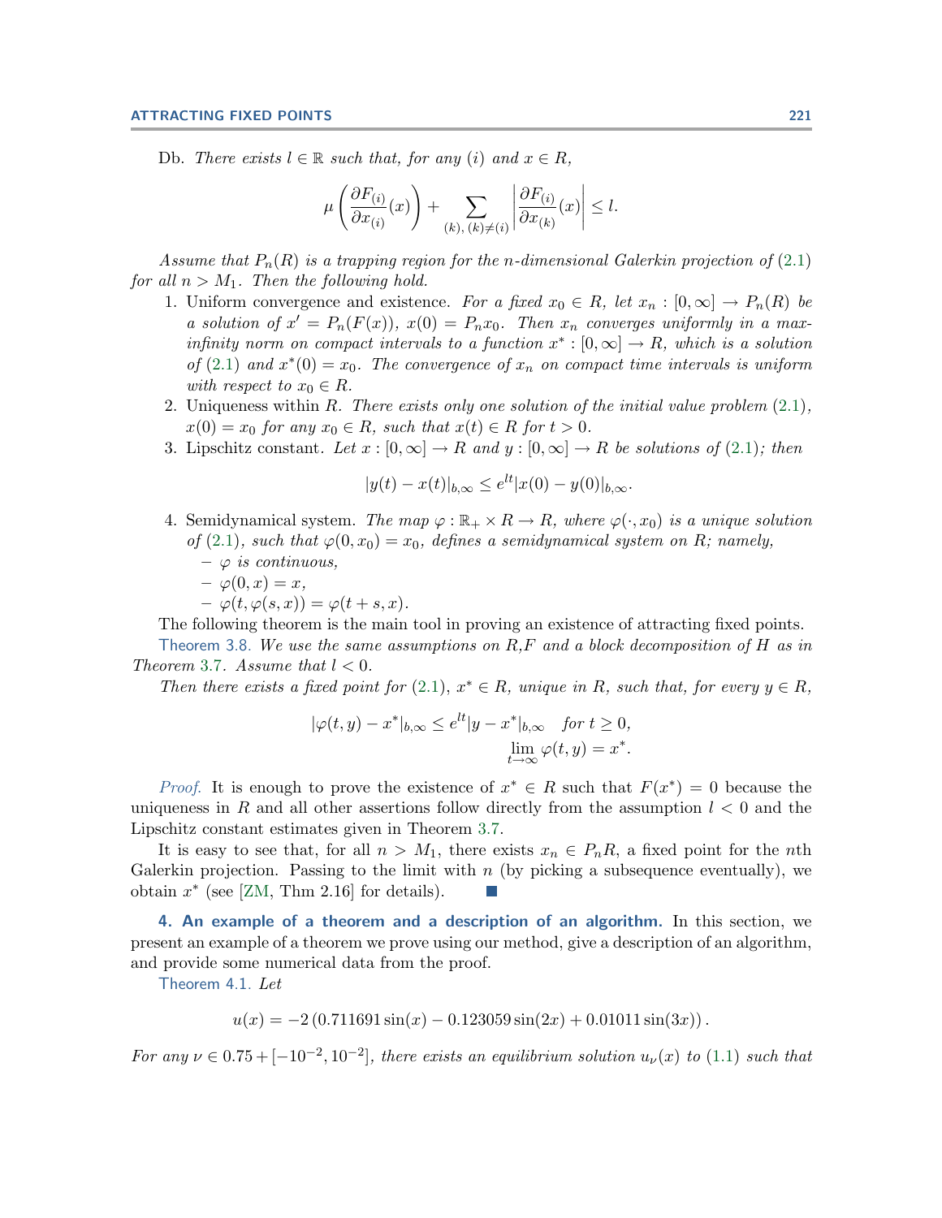Db. *There exists* $l \in \mathbb{R}$ *such that, for any* $(i)$ *and* $x \in R$,

$$\mu\left(\frac{\partial F_{(i)}}{\partial x_{(i)}}(x)\right) + \sum_{(k),\,(k)\neq(i)} \left|\frac{\partial F_{(i)}}{\partial x_{(k)}}(x)\right| \le l.$$

*Assume that* $P_n(R)$ *is a trapping region for the* $n$*-dimensional Galerkin projection of* (2.1) *for all* $n > M_1$. *Then the following hold.*

1. Uniform convergence and existence. *For a fixed* $x_0 \in R$, *let* $x_n : [0,\infty] \to P_n(R)$ *be a solution of* $x' = P_n(F(x))$, $x(0) = P_n x_0$. *Then* $x_n$ *converges uniformly in a max-infinity norm on compact intervals to a function* $x^* : [0,\infty] \to R$, *which is a solution of* (2.1) *and* $x^*(0) = x_0$. *The convergence of* $x_n$ *on compact time intervals is uniform with respect to* $x_0 \in R$.
2. Uniqueness within $R$. *There exists only one solution of the initial value problem* (2.1), $x(0) = x_0$ *for any* $x_0 \in R$, *such that* $x(t) \in R$ *for* $t > 0$.
3. Lipschitz constant. *Let* $x : [0,\infty] \to R$ *and* $y : [0,\infty] \to R$ *be solutions of* (2.1); *then*

$$|y(t) - x(t)|_{b,\infty} \le e^{lt}|x(0) - y(0)|_{b,\infty}.$$

4. Semidynamical system. *The map* $\varphi : \mathbb{R}_+ \times R \to R$, *where* $\varphi(\cdot, x_0)$ *is a unique solution of* (2.1), *such that* $\varphi(0, x_0) = x_0$, *defines a semidynamical system on* $R$; *namely,*
   - $\varphi$ *is continuous,*
   - $\varphi(0, x) = x$,
   - $\varphi(t, \varphi(s, x)) = \varphi(t + s, x)$.

The following theorem is the main tool in proving an existence of attracting fixed points.

Theorem 3.8. *We use the same assumptions on* $R$,$F$ *and a block decomposition of* $H$ *as in Theorem* 3.7. *Assume that* $l < 0$.

*Then there exists a fixed point for* (2.1), $x^* \in R$, *unique in* $R$, *such that, for every* $y \in R$,

$$|\varphi(t, y) - x^*|_{b,\infty} \le e^{lt}|y - x^*|_{b,\infty} \quad \text{for } t \ge 0,$$
$$\lim_{t\to\infty} \varphi(t, y) = x^*.$$

*Proof.* It is enough to prove the existence of $x^* \in R$ such that $F(x^*) = 0$ because the uniqueness in $R$ and all other assertions follow directly from the assumption $l < 0$ and the Lipschitz constant estimates given in Theorem 3.7.

It is easy to see that, for all $n > M_1$, there exists $x_n \in P_n R$, a fixed point for the $n$th Galerkin projection. Passing to the limit with $n$ (by picking a subsequence eventually), we obtain $x^*$ (see [ZM, Thm 2.16] for details). ∎

**4. An example of a theorem and a description of an algorithm.** In this section, we present an example of a theorem we prove using our method, give a description of an algorithm, and provide some numerical data from the proof.

Theorem 4.1. *Let*

$$u(x) = -2\left(0.711691\sin(x) - 0.123059\sin(2x) + 0.01011\sin(3x)\right).$$

*For any* $\nu \in 0.75 + [-10^{-2}, 10^{-2}]$, *there exists an equilibrium solution* $u_\nu(x)$ *to* (1.1) *such that*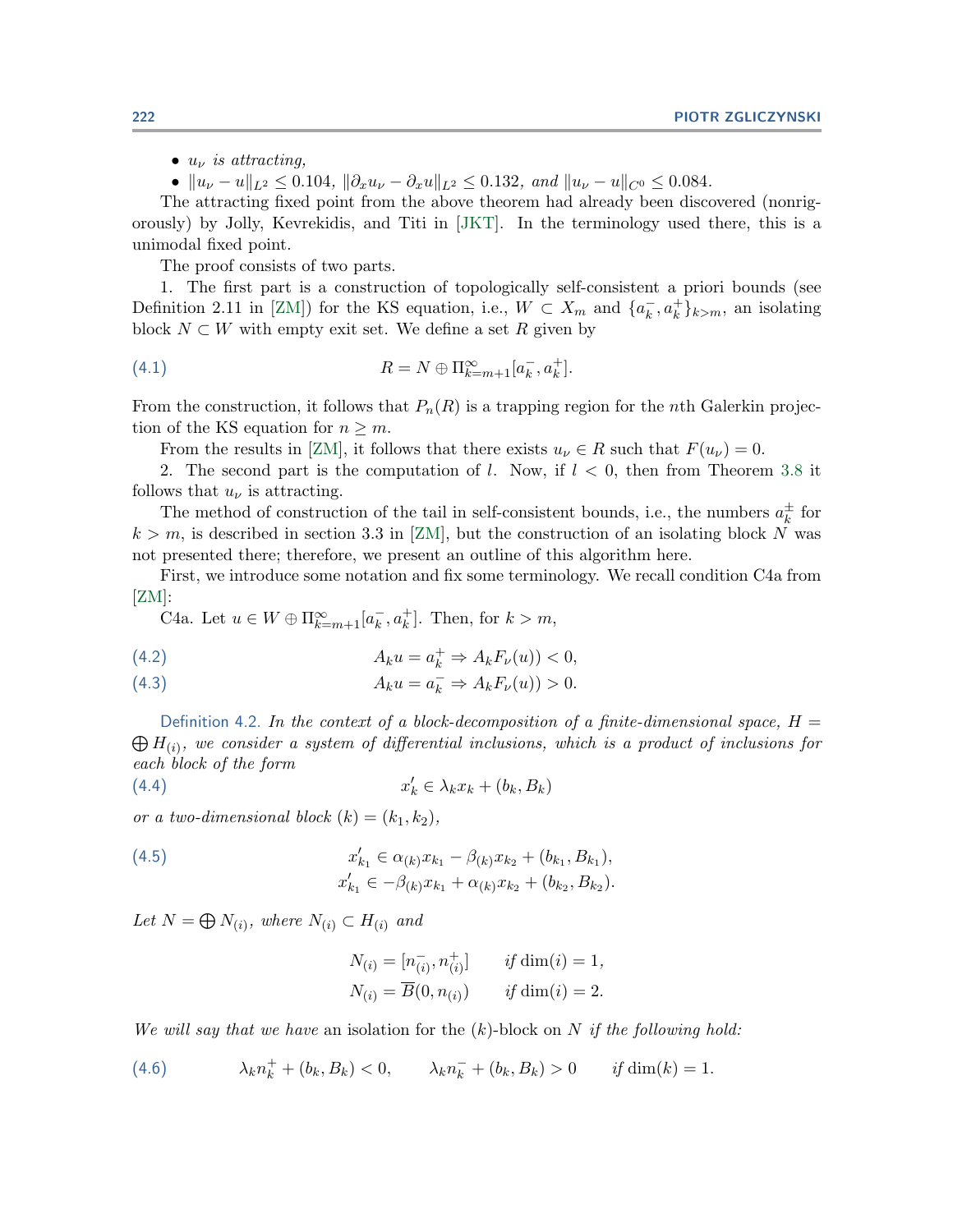- $u_\nu$ *is attracting,*
- $\|u_\nu - u\|_{L^2} \leq 0.104$, $\|\partial_x u_\nu - \partial_x u\|_{L^2} \leq 0.132$, *and* $\|u_\nu - u\|_{C^0} \leq 0.084$.

The attracting fixed point from the above theorem had already been discovered (nonrigorously) by Jolly, Kevrekidis, and Titi in [JKT]. In the terminology used there, this is a unimodal fixed point.

The proof consists of two parts.

1. The first part is a construction of topologically self-consistent a priori bounds (see Definition 2.11 in [ZM]) for the KS equation, i.e., $W \subset X_m$ and $\{a_k^-, a_k^+\}_{k>m}$, an isolating block $N \subset W$ with empty exit set. We define a set $R$ given by

$$R = N \oplus \Pi_{k=m+1}^{\infty}[a_k^-, a_k^+]. \tag{4.1}$$

From the construction, it follows that $P_n(R)$ is a trapping region for the $n$th Galerkin projection of the KS equation for $n \geq m$.

From the results in [ZM], it follows that there exists $u_\nu \in R$ such that $F(u_\nu) = 0$.

2. The second part is the computation of $l$. Now, if $l < 0$, then from Theorem 3.8 it follows that $u_\nu$ is attracting.

The method of construction of the tail in self-consistent bounds, i.e., the numbers $a_k^\pm$ for $k > m$, is described in section 3.3 in [ZM], but the construction of an isolating block $N$ was not presented there; therefore, we present an outline of this algorithm here.

First, we introduce some notation and fix some terminology. We recall condition C4a from [ZM]:

C4a. Let $u \in W \oplus \Pi_{k=m+1}^{\infty}[a_k^-, a_k^+]$. Then, for $k > m$,

$$A_k u = a_k^+ \Rightarrow A_k F_\nu(u)) < 0, \tag{4.2}$$

$$A_k u = a_k^- \Rightarrow A_k F_\nu(u)) > 0. \tag{4.3}$$

Definition 4.2. *In the context of a block-decomposition of a finite-dimensional space,* $H = \bigoplus H_{(i)}$*, we consider a system of differential inclusions, which is a product of inclusions for each block of the form*

$$x_k' \in \lambda_k x_k + (b_k, B_k) \tag{4.4}$$

*or a two-dimensional block* $(k) = (k_1, k_2)$,

$$\begin{aligned} x_{k_1}' &\in \alpha_{(k)} x_{k_1} - \beta_{(k)} x_{k_2} + (b_{k_1}, B_{k_1}), \\ x_{k_1}' &\in -\beta_{(k)} x_{k_1} + \alpha_{(k)} x_{k_2} + (b_{k_2}, B_{k_2}). \end{aligned} \tag{4.5}$$

*Let* $N = \bigoplus N_{(i)}$*, where* $N_{(i)} \subset H_{(i)}$ *and*

$$\begin{aligned} N_{(i)} &= [n_{(i)}^-, n_{(i)}^+] \qquad \text{if } \dim(i) = 1, \\ N_{(i)} &= \overline{B}(0, n_{(i)}) \qquad \text{if } \dim(i) = 2. \end{aligned}$$

*We will say that we have* an isolation for the $(k)$-block on $N$ *if the following hold:*

$$\lambda_k n_k^+ + (b_k, B_k) < 0, \qquad \lambda_k n_k^- + (b_k, B_k) > 0 \qquad \text{if } \dim(k) = 1. \tag{4.6}$$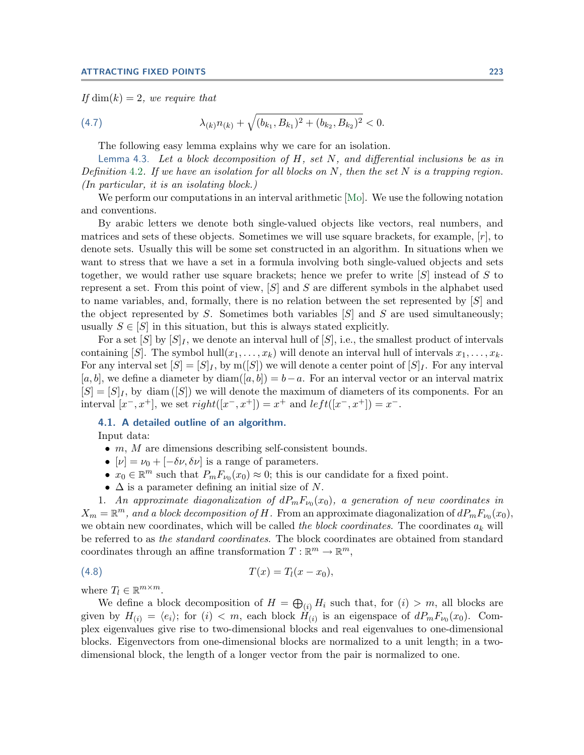*If* $\dim(k) = 2$*, we require that*

$$\lambda_{(k)} n_{(k)} + \sqrt{(b_{k_1}, B_{k_1})^2 + (b_{k_2}, B_{k_2})^2} < 0. \tag{4.7}$$

The following easy lemma explains why we care for an isolation.

Lemma 4.3. *Let a block decomposition of* $H$*, set* $N$*, and differential inclusions be as in Definition* 4.2*. If we have an isolation for all blocks on* $N$*, then the set* $N$ *is a trapping region. (In particular, it is an isolating block.)*

We perform our computations in an interval arithmetic [Mo]. We use the following notation and conventions.

By arabic letters we denote both single-valued objects like vectors, real numbers, and matrices and sets of these objects. Sometimes we will use square brackets, for example, $[r]$, to denote sets. Usually this will be some set constructed in an algorithm. In situations when we want to stress that we have a set in a formula involving both single-valued objects and sets together, we would rather use square brackets; hence we prefer to write $[S]$ instead of $S$ to represent a set. From this point of view, $[S]$ and $S$ are different symbols in the alphabet used to name variables, and, formally, there is no relation between the set represented by $[S]$ and the object represented by $S$. Sometimes both variables $[S]$ and $S$ are used simultaneously; usually $S \in [S]$ in this situation, but this is always stated explicitly.

For a set $[S]$ by $[S]_I$, we denote an interval hull of $[S]$, i.e., the smallest product of intervals containing $[S]$. The symbol $\text{hull}(x_1, \dots, x_k)$ will denote an interval hull of intervals $x_1, \dots, x_k$. For any interval set $[S] = [S]_I$, by $\text{m}([S])$ we will denote a center point of $[S]_I$. For any interval $[a, b]$, we define a diameter by $\text{diam}([a, b]) = b - a$. For an interval vector or an interval matrix $[S] = [S]_I$, by $\text{diam}([S])$ we will denote the maximum of diameters of its components. For an interval $[x^-, x^+]$, we set $right([x^-, x^+]) = x^+$ and $left([x^-, x^+]) = x^-$.

### 4.1. A detailed outline of an algorithm.

Input data:

- $m$, $M$ are dimensions describing self-consistent bounds.
- $[\nu] = \nu_0 + [-\delta\nu, \delta\nu]$ is a range of parameters.
- $x_0 \in \mathbb{R}^m$ such that $P_m F_{\nu_0}(x_0) \approx 0$; this is our candidate for a fixed point.
- $\Delta$ is a parameter defining an initial size of $N$.

1. *An approximate diagonalization of* $dP_m F_{\nu_0}(x_0)$*, a generation of new coordinates in* $X_m = \mathbb{R}^m$*, and a block decomposition of* $H$. From an approximate diagonalization of $dP_m F_{\nu_0}(x_0)$, we obtain new coordinates, which will be called *the block coordinates*. The coordinates $a_k$ will be referred to as *the standard coordinates*. The block coordinates are obtained from standard coordinates through an affine transformation $T : \mathbb{R}^m \to \mathbb{R}^m$,

$$T(x) = T_l(x - x_0), \tag{4.8}$$

where $T_l \in \mathbb{R}^{m \times m}$.

We define a block decomposition of $H = \bigoplus_{(i)} H_i$ such that, for $(i) > m$, all blocks are given by $H_{(i)} = \langle e_i \rangle$; for $(i) < m$, each block $H_{(i)}$ is an eigenspace of $dP_m F_{\nu_0}(x_0)$. Complex eigenvalues give rise to two-dimensional blocks and real eigenvalues to one-dimensional blocks. Eigenvectors from one-dimensional blocks are normalized to a unit length; in a two-dimensional block, the length of a longer vector from the pair is normalized to one.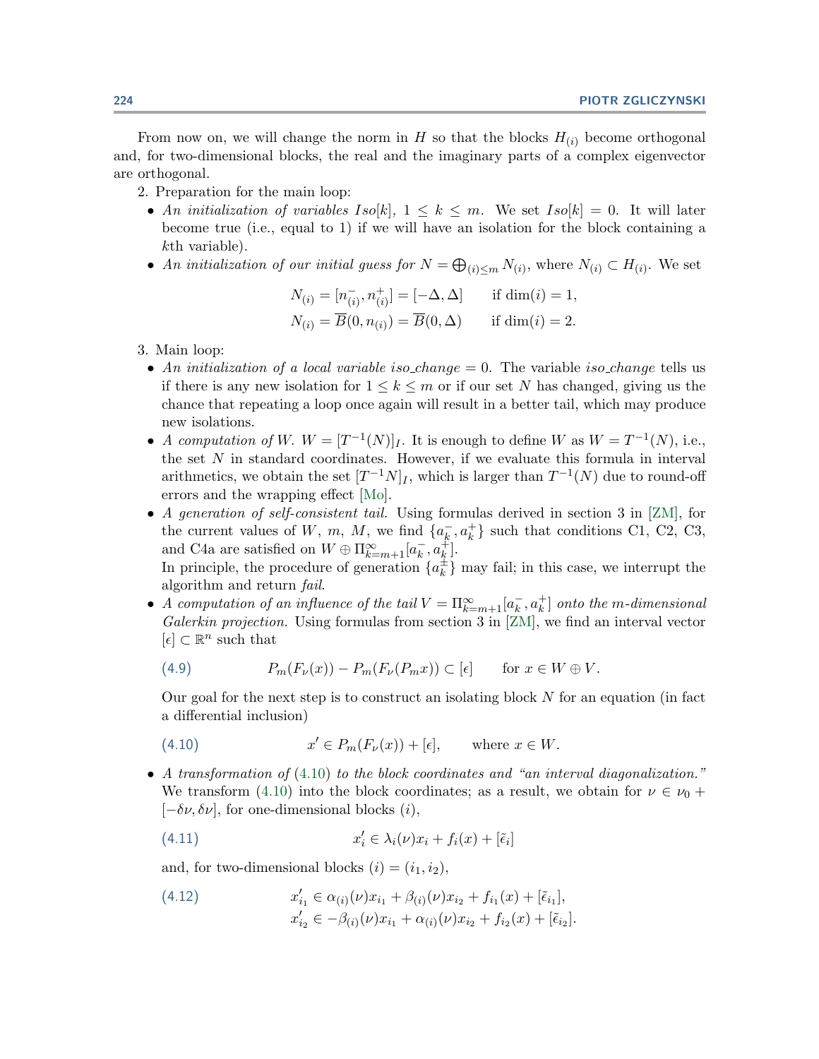From now on, we will change the norm in $H$ so that the blocks $H_{(i)}$ become orthogonal and, for two-dimensional blocks, the real and the imaginary parts of a complex eigenvector are orthogonal.

2. Preparation for the main loop:
   - *An initialization of variables* $Iso[k]$, $1 \leq k \leq m$. We set $Iso[k] = 0$. It will later become true (i.e., equal to 1) if we will have an isolation for the block containing a $k$th variable).
   - *An initialization of our initial guess for* $N = \bigoplus_{(i) \leq m} N_{(i)}$, *where* $N_{(i)} \subset H_{(i)}$. We set

$$N_{(i)} = [n^-_{(i)}, n^+_{(i)}] = [-\Delta, \Delta] \qquad \text{if } \dim(i) = 1,$$
$$N_{(i)} = \overline{B}(0, n_{(i)}) = \overline{B}(0, \Delta) \qquad \text{if } \dim(i) = 2.$$

3. Main loop:
   - *An initialization of a local variable iso_change* $= 0$. The variable *iso_change* tells us if there is any new isolation for $1 \leq k \leq m$ or if our set $N$ has changed, giving us the chance that repeating a loop once again will result in a better tail, which may produce new isolations.
   - *A computation of* $W$. $W = [T^{-1}(N)]_I$. It is enough to define $W$ as $W = T^{-1}(N)$, i.e., the set $N$ in standard coordinates. However, if we evaluate this formula in interval arithmetics, we obtain the set $[T^{-1}N]_I$, which is larger than $T^{-1}(N)$ due to round-off errors and the wrapping effect [Mo].
   - *A generation of self-consistent tail.* Using formulas derived in section 3 in [ZM], for the current values of $W$, $m$, $M$, we find $\{a^-_k, a^+_k\}$ such that conditions C1, C2, C3, and C4a are satisfied on $W \oplus \Pi^\infty_{k=m+1}[a^-_k, a^+_k]$.
     In principle, the procedure of generation $\{a^\pm_k\}$ may fail; in this case, we interrupt the algorithm and return *fail*.
   - *A computation of an influence of the tail* $V = \Pi^\infty_{k=m+1}[a^-_k, a^+_k]$ *onto the* $m$*-dimensional Galerkin projection.* Using formulas from section 3 in [ZM], we find an interval vector $[\epsilon] \subset \mathbb{R}^n$ such that

$$P_m(F_\nu(x)) - P_m(F_\nu(P_m x)) \subset [\epsilon] \qquad \text{for } x \in W \oplus V. \tag{4.9}$$

     Our goal for the next step is to construct an isolating block $N$ for an equation (in fact a differential inclusion)

$$x' \in P_m(F_\nu(x)) + [\epsilon], \qquad \text{where } x \in W. \tag{4.10}$$

   - *A transformation of* (4.10) *to the block coordinates and "an interval diagonalization."* We transform (4.10) into the block coordinates; as a result, we obtain for $\nu \in \nu_0 + [-\delta\nu, \delta\nu]$, for one-dimensional blocks $(i)$,

$$x'_i \in \lambda_i(\nu) x_i + f_i(x) + [\tilde{\epsilon}_i] \tag{4.11}$$

     and, for two-dimensional blocks $(i) = (i_1, i_2)$,

$$\begin{aligned} x'_{i_1} &\in \alpha_{(i)}(\nu) x_{i_1} + \beta_{(i)}(\nu) x_{i_2} + f_{i_1}(x) + [\tilde{\epsilon}_{i_1}], \\ x'_{i_2} &\in -\beta_{(i)}(\nu) x_{i_1} + \alpha_{(i)}(\nu) x_{i_2} + f_{i_2}(x) + [\tilde{\epsilon}_{i_2}]. \end{aligned} \tag{4.12}$$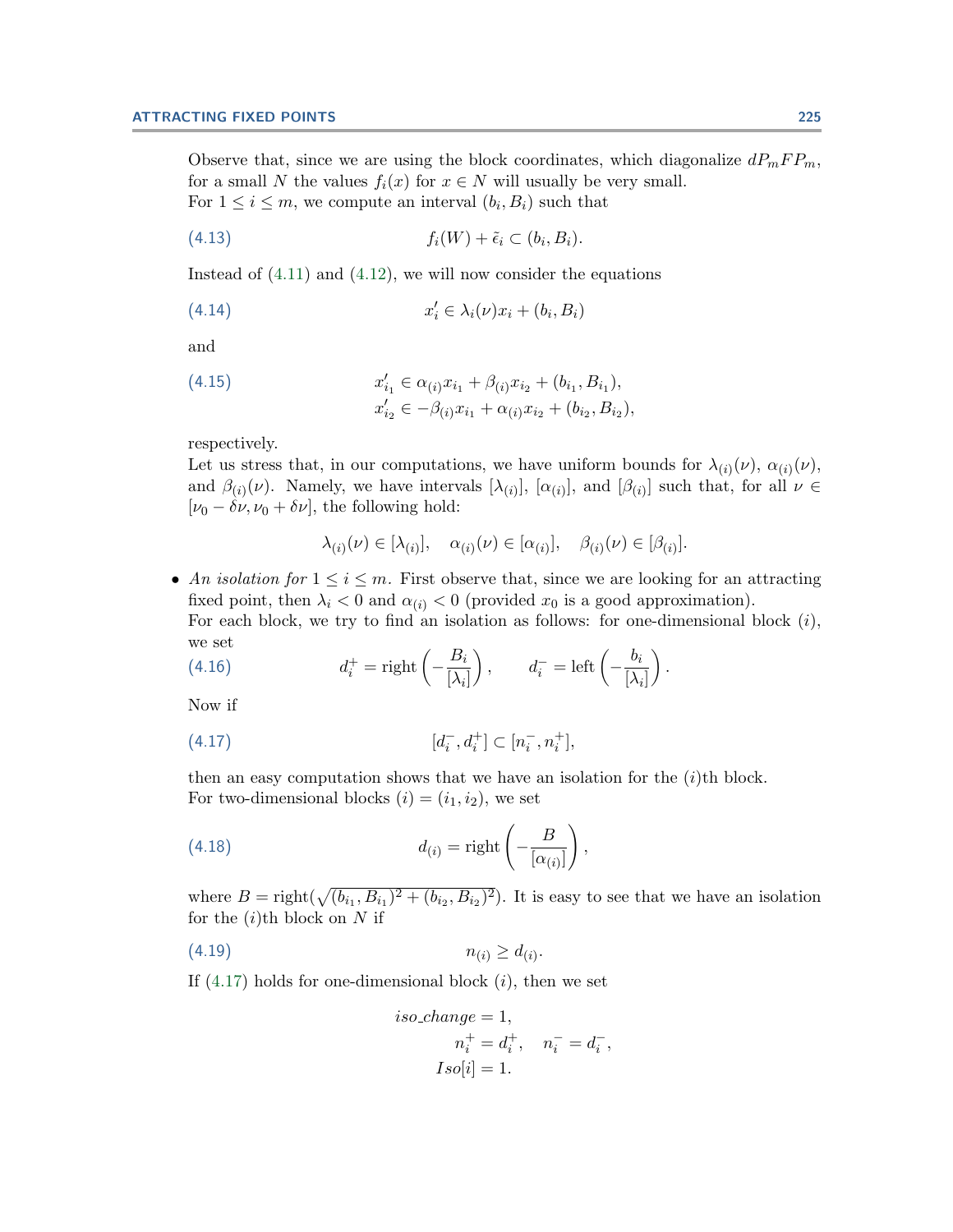Observe that, since we are using the block coordinates, which diagonalize $dP_mFP_m$, for a small $N$ the values $f_i(x)$ for $x \in N$ will usually be very small.
For $1 \leq i \leq m$, we compute an interval $(b_i, B_i)$ such that

$$f_i(W) + \tilde{\epsilon}_i \subset (b_i, B_i). \tag{4.13}$$

Instead of (4.11) and (4.12), we will now consider the equations

$$x'_i \in \lambda_i(\nu)x_i + (b_i, B_i) \tag{4.14}$$

and

$$\begin{aligned} x'_{i_1} &\in \alpha_{(i)}x_{i_1} + \beta_{(i)}x_{i_2} + (b_{i_1}, B_{i_1}), \\ x'_{i_2} &\in -\beta_{(i)}x_{i_1} + \alpha_{(i)}x_{i_2} + (b_{i_2}, B_{i_2}), \end{aligned} \tag{4.15}$$

respectively.
Let us stress that, in our computations, we have uniform bounds for $\lambda_{(i)}(\nu)$, $\alpha_{(i)}(\nu)$, and $\beta_{(i)}(\nu)$. Namely, we have intervals $[\lambda_{(i)}]$, $[\alpha_{(i)}]$, and $[\beta_{(i)}]$ such that, for all $\nu \in [\nu_0 - \delta\nu, \nu_0 + \delta\nu]$, the following hold:

$$\lambda_{(i)}(\nu) \in [\lambda_{(i)}], \quad \alpha_{(i)}(\nu) \in [\alpha_{(i)}], \quad \beta_{(i)}(\nu) \in [\beta_{(i)}].$$

- *An isolation for* $1 \leq i \leq m$. First observe that, since we are looking for an attracting fixed point, then $\lambda_i < 0$ and $\alpha_{(i)} < 0$ (provided $x_0$ is a good approximation).
  For each block, we try to find an isolation as follows: for one-dimensional block $(i)$, we set

$$d_i^+ = \text{right}\left(-\frac{B_i}{[\lambda_i]}\right), \qquad d_i^- = \text{left}\left(-\frac{b_i}{[\lambda_i]}\right). \tag{4.16}$$

  Now if

$$[d_i^-, d_i^+] \subset [n_i^-, n_i^+], \tag{4.17}$$

  then an easy computation shows that we have an isolation for the $(i)$th block.
  For two-dimensional blocks $(i) = (i_1, i_2)$, we set

$$d_{(i)} = \text{right}\left(-\frac{B}{[\alpha_{(i)}]}\right), \tag{4.18}$$

  where $B = \text{right}(\sqrt{(b_{i_1}, B_{i_1})^2 + (b_{i_2}, B_{i_2})^2})$. It is easy to see that we have an isolation for the $(i)$th block on $N$ if

$$n_{(i)} \geq d_{(i)}. \tag{4.19}$$

  If (4.17) holds for one-dimensional block $(i)$, then we set

$$\begin{aligned} iso\_change &= 1, \\ n_i^+ = d_i^+, &\quad n_i^- = d_i^-, \\ Iso[i] &= 1. \end{aligned}$$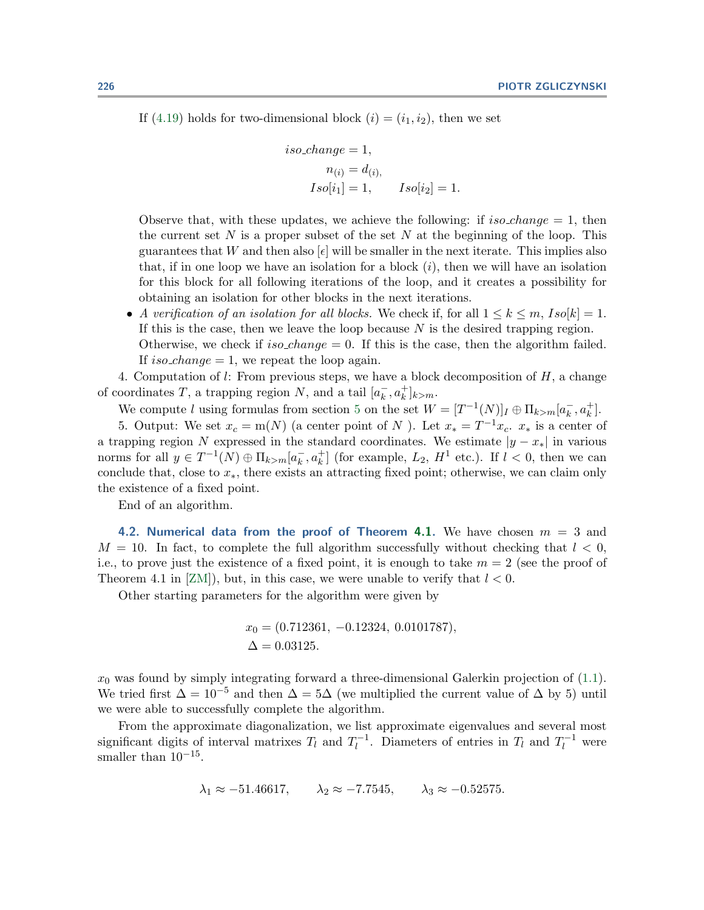If (4.19) holds for two-dimensional block $(i) = (i_1, i_2)$, then we set

$$
\begin{aligned}
iso\_change &= 1,\\
n_{(i)} &= d_{(i)},\\
Iso[i_1] = 1, &\qquad Iso[i_2] = 1.
\end{aligned}
$$

Observe that, with these updates, we achieve the following: if $iso\_change = 1$, then the current set $N$ is a proper subset of the set $N$ at the beginning of the loop. This guarantees that $W$ and then also $[\epsilon]$ will be smaller in the next iterate. This implies also that, if in one loop we have an isolation for a block $(i)$, then we will have an isolation for this block for all following iterations of the loop, and it creates a possibility for obtaining an isolation for other blocks in the next iterations.

- *A verification of an isolation for all blocks.* We check if, for all $1 \leq k \leq m$, $Iso[k] = 1$. If this is the case, then we leave the loop because $N$ is the desired trapping region.
  Otherwise, we check if $iso\_change = 0$. If this is the case, then the algorithm failed. If $iso\_change = 1$, we repeat the loop again.

4. Computation of $l$: From previous steps, we have a block decomposition of $H$, a change of coordinates $T$, a trapping region $N$, and a tail $[a_k^-, a_k^+]_{k>m}$.

We compute $l$ using formulas from section 5 on the set $W = [T^{-1}(N)]_I \oplus \Pi_{k>m}[a_k^-, a_k^+]$.

5. Output: We set $x_c = \mathrm{m}(N)$ (a center point of $N$ ). Let $x_* = T^{-1}x_c$. $x_*$ is a center of a trapping region $N$ expressed in the standard coordinates. We estimate $|y - x_*|$ in various norms for all $y \in T^{-1}(N) \oplus \Pi_{k>m}[a_k^-, a_k^+]$ (for example, $L_2$, $H^1$ etc.). If $l < 0$, then we can conclude that, close to $x_*$, there exists an attracting fixed point; otherwise, we can claim only the existence of a fixed point.

End of an algorithm.

### 4.2. Numerical data from the proof of Theorem 4.1.

We have chosen $m = 3$ and $M = 10$. In fact, to complete the full algorithm successfully without checking that $l < 0$, i.e., to prove just the existence of a fixed point, it is enough to take $m = 2$ (see the proof of Theorem 4.1 in [ZM]), but, in this case, we were unable to verify that $l < 0$.

Other starting parameters for the algorithm were given by

$$
\begin{aligned}
x_0 &= (0.712361,\ -0.12324,\ 0.0101787),\\
\Delta &= 0.03125.
\end{aligned}
$$

$x_0$ was found by simply integrating forward a three-dimensional Galerkin projection of (1.1). We tried first $\Delta = 10^{-5}$ and then $\Delta = 5\Delta$ (we multiplied the current value of $\Delta$ by 5) until we were able to successfully complete the algorithm.

From the approximate diagonalization, we list approximate eigenvalues and several most significant digits of interval matrixes $T_l$ and $T_l^{-1}$. Diameters of entries in $T_l$ and $T_l^{-1}$ were smaller than $10^{-15}$.

$$
\lambda_1 \approx -51.46617, \qquad \lambda_2 \approx -7.7545, \qquad \lambda_3 \approx -0.52575.
$$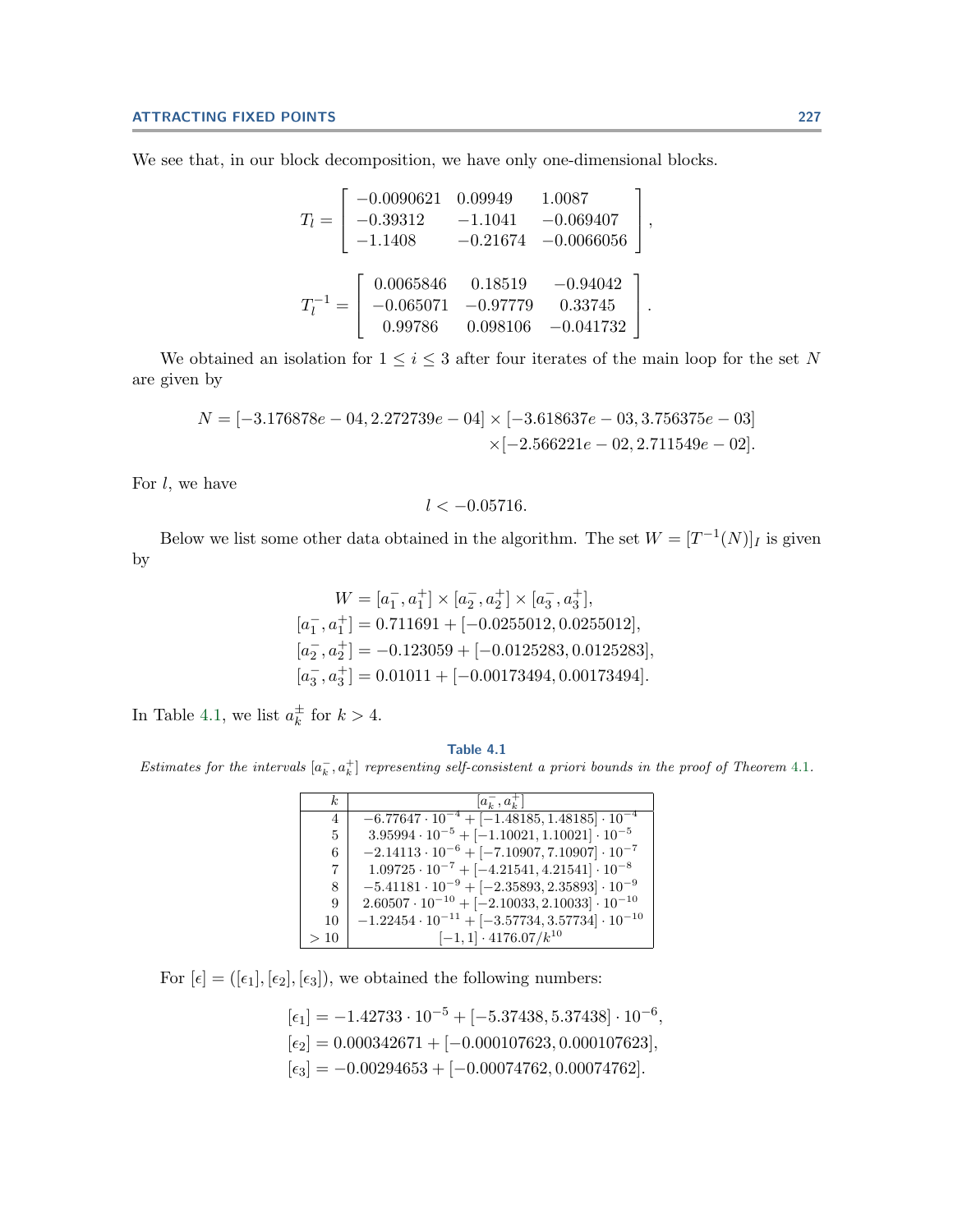We see that, in our block decomposition, we have only one-dimensional blocks.

$$T_l = \begin{bmatrix} -0.0090621 & 0.09949 & 1.0087 \\ -0.39312 & -1.1041 & -0.069407 \\ -1.1408 & -0.21674 & -0.0066056 \end{bmatrix},$$

$$T_l^{-1} = \begin{bmatrix} 0.0065846 & 0.18519 & -0.94042 \\ -0.065071 & -0.97779 & 0.33745 \\ 0.99786 & 0.098106 & -0.041732 \end{bmatrix}.$$

We obtained an isolation for $1 \le i \le 3$ after four iterates of the main loop for the set $N$ are given by

$$N = [-3.176878e-04, 2.272739e-04] \times [-3.618637e-03, 3.756375e-03] \\ \times [-2.566221e-02, 2.711549e-02].$$

For $l$, we have

$$l < -0.05716.$$

Below we list some other data obtained in the algorithm. The set $W = [T^{-1}(N)]_I$ is given by

$$\begin{aligned} W &= [a_1^-, a_1^+] \times [a_2^-, a_2^+] \times [a_3^-, a_3^+], \\ [a_1^-, a_1^+] &= 0.711691 + [-0.0255012, 0.0255012], \\ [a_2^-, a_2^+] &= -0.123059 + [-0.0125283, 0.0125283], \\ [a_3^-, a_3^+] &= 0.01011 + [-0.00173494, 0.00173494]. \end{aligned}$$

In Table 4.1, we list $a_k^\pm$ for $k > 4$.

**Table 4.1**

*Estimates for the intervals $[a_k^-, a_k^+]$ representing self-consistent a priori bounds in the proof of Theorem 4.1.*

| $k$ | $[a_k^-, a_k^+]$ |
|---|---|
| 4 | $-6.77647 \cdot 10^{-4} + [-1.48185, 1.48185] \cdot 10^{-4}$ |
| 5 | $3.95994 \cdot 10^{-5} + [-1.10021, 1.10021] \cdot 10^{-5}$ |
| 6 | $-2.14113 \cdot 10^{-6} + [-7.10907, 7.10907] \cdot 10^{-7}$ |
| 7 | $1.09725 \cdot 10^{-7} + [-4.21541, 4.21541] \cdot 10^{-8}$ |
| 8 | $-5.41181 \cdot 10^{-9} + [-2.35893, 2.35893] \cdot 10^{-9}$ |
| 9 | $2.60507 \cdot 10^{-10} + [-2.10033, 2.10033] \cdot 10^{-10}$ |
| 10 | $-1.22454 \cdot 10^{-11} + [-3.57734, 3.57734] \cdot 10^{-10}$ |
| $> 10$ | $[-1, 1] \cdot 4176.07/k^{10}$ |

For $[\epsilon] = ([\epsilon_1], [\epsilon_2], [\epsilon_3])$, we obtained the following numbers:

$$\begin{aligned} [\epsilon_1] &= -1.42733 \cdot 10^{-5} + [-5.37438, 5.37438] \cdot 10^{-6}, \\ [\epsilon_2] &= 0.000342671 + [-0.000107623, 0.000107623], \\ [\epsilon_3] &= -0.00294653 + [-0.00074762, 0.00074762]. \end{aligned}$$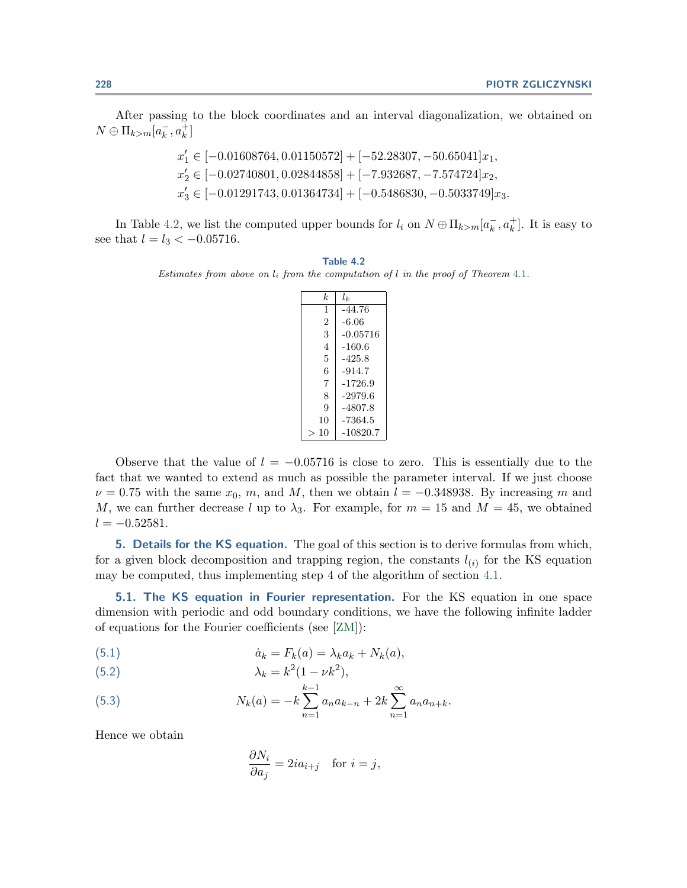After passing to the block coordinates and an interval diagonalization, we obtained on $N \oplus \Pi_{k>m}[a_k^-, a_k^+]$

$$x_1' \in [-0.01608764, 0.01150572] + [-52.28307, -50.65041]x_1,$$
$$x_2' \in [-0.02740801, 0.02844858] + [-7.932687, -7.574724]x_2,$$
$$x_3' \in [-0.01291743, 0.01364734] + [-0.5486830, -0.5033749]x_3.$$

In Table 4.2, we list the computed upper bounds for $l_i$ on $N \oplus \Pi_{k>m}[a_k^-, a_k^+]$. It is easy to see that $l = l_3 < -0.05716$.

**Table 4.2**
*Estimates from above on $l_i$ from the computation of $l$ in the proof of Theorem 4.1.*

| $k$ | $l_k$ |
|---|---|
| 1 | -44.76 |
| 2 | -6.06 |
| 3 | -0.05716 |
| 4 | -160.6 |
| 5 | -425.8 |
| 6 | -914.7 |
| 7 | -1726.9 |
| 8 | -2979.6 |
| 9 | -4807.8 |
| 10 | -7364.5 |
| $> 10$ | -10820.7 |

Observe that the value of $l = -0.05716$ is close to zero. This is essentially due to the fact that we wanted to extend as much as possible the parameter interval. If we just choose $\nu = 0.75$ with the same $x_0$, $m$, and $M$, then we obtain $l = -0.348938$. By increasing $m$ and $M$, we can further decrease $l$ up to $\lambda_3$. For example, for $m = 15$ and $M = 45$, we obtained $l = -0.52581$.

## 5. Details for the KS equation.

The goal of this section is to derive formulas from which, for a given block decomposition and trapping region, the constants $l_{(i)}$ for the KS equation may be computed, thus implementing step 4 of the algorithm of section 4.1.

### 5.1. The KS equation in Fourier representation.

For the KS equation in one space dimension with periodic and odd boundary conditions, we have the following infinite ladder of equations for the Fourier coefficients (see [ZM]):

$$\dot{a}_k = F_k(a) = \lambda_k a_k + N_k(a), \tag{5.1}$$

$$\lambda_k = k^2(1 - \nu k^2), \tag{5.2}$$

$$N_k(a) = -k \sum_{n=1}^{k-1} a_n a_{k-n} + 2k \sum_{n=1}^{\infty} a_n a_{n+k}. \tag{5.3}$$

Hence we obtain

$$\frac{\partial N_i}{\partial a_j} = 2ia_{i+j} \quad \text{for } i = j,$$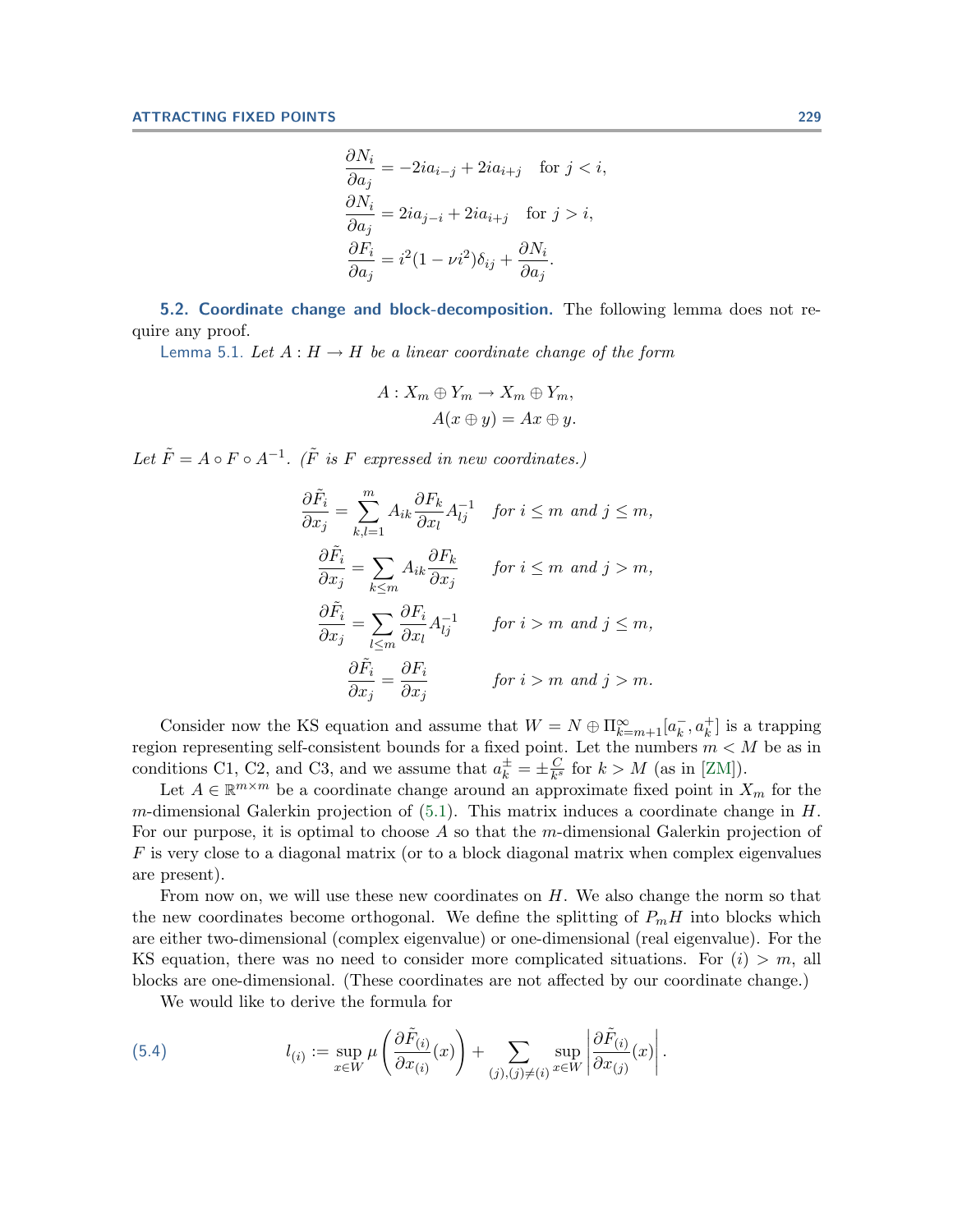$$\frac{\partial N_i}{\partial a_j} = -2ia_{i-j} + 2ia_{i+j} \quad \text{for } j < i,$$
$$\frac{\partial N_i}{\partial a_j} = 2ia_{j-i} + 2ia_{i+j} \quad \text{for } j > i,$$
$$\frac{\partial F_i}{\partial a_j} = i^2(1-\nu i^2)\delta_{ij} + \frac{\partial N_i}{\partial a_j}.$$

## 5.2. Coordinate change and block-decomposition.

The following lemma does not require any proof.

Lemma 5.1. *Let $A : H \to H$ be a linear coordinate change of the form*

$$A : X_m \oplus Y_m \to X_m \oplus Y_m,$$
$$A(x \oplus y) = Ax \oplus y.$$

*Let $\tilde{F} = A \circ F \circ A^{-1}$. ($\tilde{F}$ is $F$ expressed in new coordinates.)*

$$\frac{\partial \tilde{F}_i}{\partial x_j} = \sum_{k,l=1}^{m} A_{ik} \frac{\partial F_k}{\partial x_l} A^{-1}_{lj} \quad \textit{for } i \le m \textit{ and } j \le m,$$
$$\frac{\partial \tilde{F}_i}{\partial x_j} = \sum_{k \le m} A_{ik} \frac{\partial F_k}{\partial x_j} \quad \textit{for } i \le m \textit{ and } j > m,$$
$$\frac{\partial \tilde{F}_i}{\partial x_j} = \sum_{l \le m} \frac{\partial F_i}{\partial x_l} A^{-1}_{lj} \quad \textit{for } i > m \textit{ and } j \le m,$$
$$\frac{\partial \tilde{F}_i}{\partial x_j} = \frac{\partial F_i}{\partial x_j} \quad \textit{for } i > m \textit{ and } j > m.$$

Consider now the KS equation and assume that $W = N \oplus \Pi_{k=m+1}^{\infty}[a_k^-, a_k^+]$ is a trapping region representing self-consistent bounds for a fixed point. Let the numbers $m < M$ be as in conditions C1, C2, and C3, and we assume that $a_k^{\pm} = \pm\frac{C}{k^s}$ for $k > M$ (as in [ZM]).

Let $A \in \mathbb{R}^{m \times m}$ be a coordinate change around an approximate fixed point in $X_m$ for the $m$-dimensional Galerkin projection of (5.1). This matrix induces a coordinate change in $H$. For our purpose, it is optimal to choose $A$ so that the $m$-dimensional Galerkin projection of $F$ is very close to a diagonal matrix (or to a block diagonal matrix when complex eigenvalues are present).

From now on, we will use these new coordinates on $H$. We also change the norm so that the new coordinates become orthogonal. We define the splitting of $P_m H$ into blocks which are either two-dimensional (complex eigenvalue) or one-dimensional (real eigenvalue). For the KS equation, there was no need to consider more complicated situations. For $(i) > m$, all blocks are one-dimensional. (These coordinates are not affected by our coordinate change.)

We would like to derive the formula for

$$l_{(i)} := \sup_{x \in W} \mu\left(\frac{\partial \tilde{F}_{(i)}}{\partial x_{(i)}}(x)\right) + \sum_{(j),(j)\neq(i)} \sup_{x \in W} \left|\frac{\partial \tilde{F}_{(i)}}{\partial x_{(j)}}(x)\right|. \tag{5.4}$$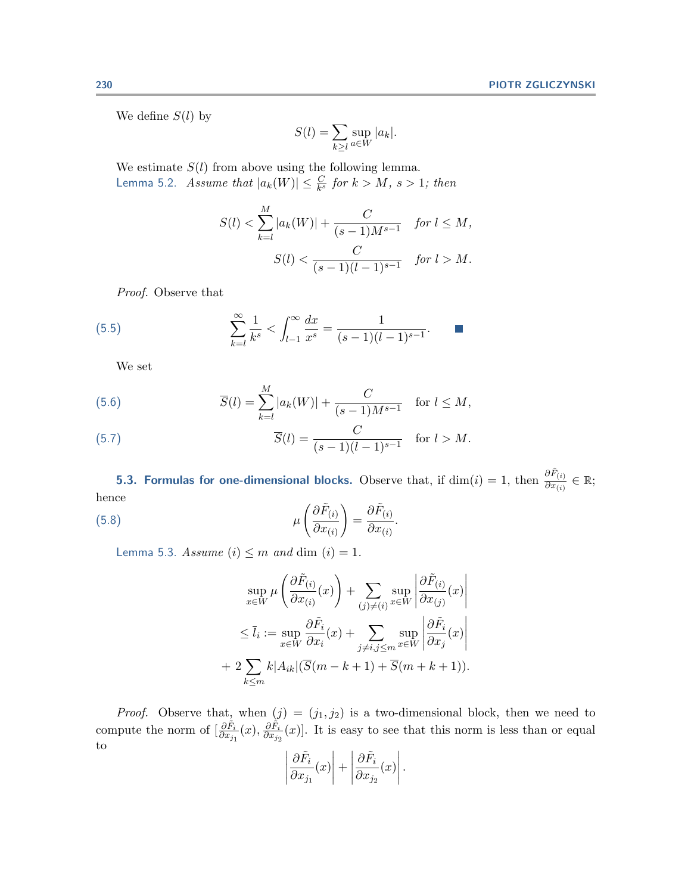We define $S(l)$ by

$$S(l) = \sum_{k \geq l} \sup_{a \in W} |a_k|.$$

We estimate $S(l)$ from above using the following lemma.

**Lemma 5.2.** *Assume that $|a_k(W)| \leq \frac{C}{k^s}$ for $k > M$, $s > 1$; then*

$$S(l) < \sum_{k=l}^{M} |a_k(W)| + \frac{C}{(s-1)M^{s-1}} \quad \text{for } l \leq M,$$

$$S(l) < \frac{C}{(s-1)(l-1)^{s-1}} \quad \text{for } l > M.$$

*Proof.* Observe that

$$\sum_{k=l}^{\infty} \frac{1}{k^s} < \int_{l-1}^{\infty} \frac{dx}{x^s} = \frac{1}{(s-1)(l-1)^{s-1}}. \tag{5.5}$$

∎

We set

$$\overline{S}(l) = \sum_{k=l}^{M} |a_k(W)| + \frac{C}{(s-1)M^{s-1}} \quad \text{for } l \leq M, \tag{5.6}$$

$$\overline{S}(l) = \frac{C}{(s-1)(l-1)^{s-1}} \quad \text{for } l > M. \tag{5.7}$$

### 5.3. Formulas for one-dimensional blocks.

Observe that, if $\dim(i) = 1$, then $\frac{\partial \tilde{F}_{(i)}}{\partial x_{(i)}} \in \mathbb{R}$; hence

$$\mu\left(\frac{\partial \tilde{F}_{(i)}}{\partial x_{(i)}}\right) = \frac{\partial \tilde{F}_{(i)}}{\partial x_{(i)}}. \tag{5.8}$$

**Lemma 5.3.** *Assume $(i) \leq m$ and $\dim\,(i) = 1$.*

$$\sup_{x \in W} \mu\left(\frac{\partial \tilde{F}_{(i)}}{\partial x_{(i)}}(x)\right) + \sum_{(j) \neq (i)} \sup_{x \in W} \left|\frac{\partial \tilde{F}_{(i)}}{\partial x_{(j)}}(x)\right|$$

$$\leq \overline{l}_i := \sup_{x \in W} \frac{\partial \tilde{F}_i}{\partial x_i}(x) + \sum_{j \neq i, j \leq m} \sup_{x \in W} \left|\frac{\partial \tilde{F}_i}{\partial x_j}(x)\right|$$

$$+ 2 \sum_{k \leq m} k|A_{ik}|(\overline{S}(m-k+1) + \overline{S}(m+k+1)).$$

*Proof.* Observe that, when $(j) = (j_1, j_2)$ is a two-dimensional block, then we need to compute the norm of $[\frac{\partial \tilde{F}_i}{\partial x_{j_1}}(x), \frac{\partial \tilde{F}_i}{\partial x_{j_2}}(x)]$. It is easy to see that this norm is less than or equal to

$$\left|\frac{\partial \tilde{F}_i}{\partial x_{j_1}}(x)\right| + \left|\frac{\partial \tilde{F}_i}{\partial x_{j_2}}(x)\right|.$$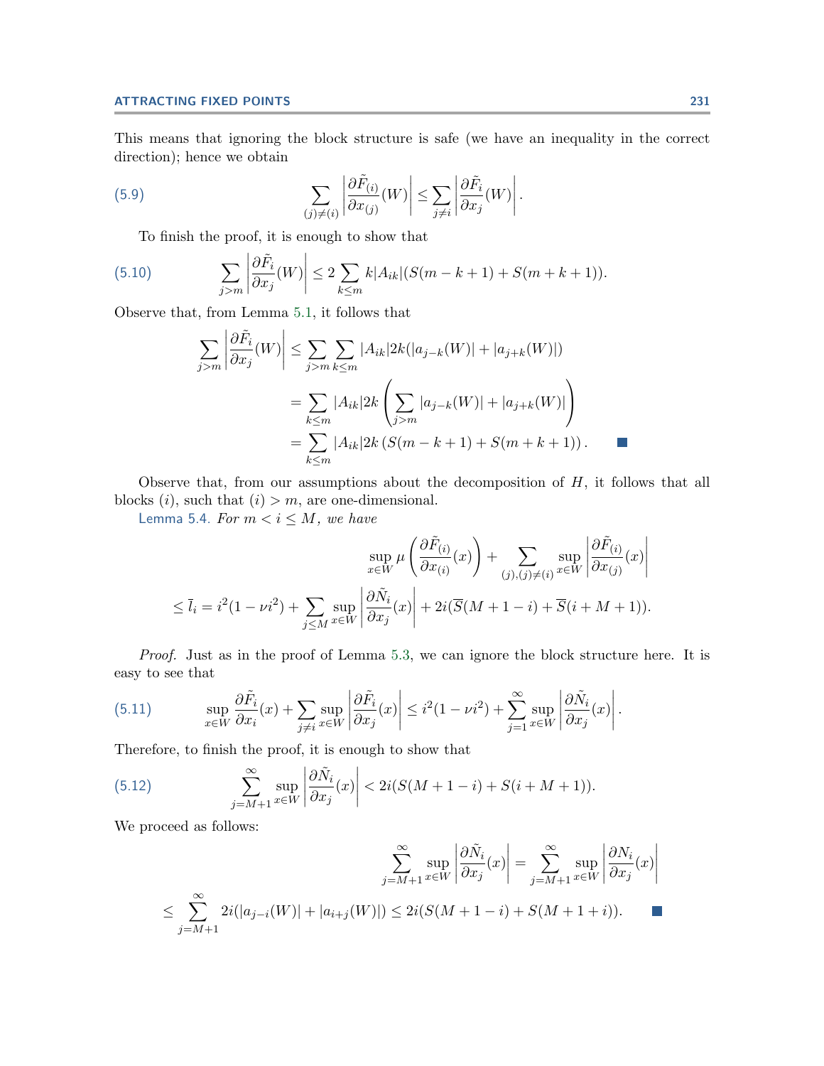This means that ignoring the block structure is safe (we have an inequality in the correct direction); hence we obtain

$$\sum_{(j)\neq(i)} \left| \frac{\partial \tilde{F}_{(i)}}{\partial x_{(j)}}(W) \right| \leq \sum_{j\neq i} \left| \frac{\partial \tilde{F}_i}{\partial x_j}(W) \right|. \tag{5.9}$$

To finish the proof, it is enough to show that

$$\sum_{j>m} \left| \frac{\partial \tilde{F}_i}{\partial x_j}(W) \right| \leq 2 \sum_{k\leq m} k|A_{ik}|(S(m-k+1) + S(m+k+1)). \tag{5.10}$$

Observe that, from Lemma 5.1, it follows that

$$\begin{aligned}
\sum_{j>m} \left| \frac{\partial \tilde{F}_i}{\partial x_j}(W) \right| &\leq \sum_{j>m} \sum_{k\leq m} |A_{ik}| 2k(|a_{j-k}(W)| + |a_{j+k}(W)|) \\
&= \sum_{k\leq m} |A_{ik}| 2k \left( \sum_{j>m} |a_{j-k}(W)| + |a_{j+k}(W)| \right) \\
&= \sum_{k\leq m} |A_{ik}| 2k \left( S(m-k+1) + S(m+k+1) \right). \qquad \blacksquare
\end{aligned}$$

Observe that, from our assumptions about the decomposition of $H$, it follows that all blocks $(i)$, such that $(i) > m$, are one-dimensional.

Lemma 5.4. *For $m < i \leq M$, we have*

$$\begin{aligned}
&\sup_{x\in W} \mu \left( \frac{\partial \tilde{F}_{(i)}}{\partial x_{(i)}}(x) \right) + \sum_{(j),(j)\neq(i)} \sup_{x\in W} \left| \frac{\partial \tilde{F}_{(i)}}{\partial x_{(j)}}(x) \right| \\
&\leq \bar{l}_i = i^2(1-\nu i^2) + \sum_{j\leq M} \sup_{x\in W} \left| \frac{\partial \tilde{N}_i}{\partial x_j}(x) \right| + 2i(\overline{S}(M+1-i) + \overline{S}(i+M+1)).
\end{aligned}$$

*Proof.* Just as in the proof of Lemma 5.3, we can ignore the block structure here. It is easy to see that

$$\sup_{x\in W} \frac{\partial \tilde{F}_i}{\partial x_i}(x) + \sum_{j\neq i} \sup_{x\in W} \left| \frac{\partial \tilde{F}_i}{\partial x_j}(x) \right| \leq i^2(1-\nu i^2) + \sum_{j=1}^{\infty} \sup_{x\in W} \left| \frac{\partial \tilde{N}_i}{\partial x_j}(x) \right|. \tag{5.11}$$

Therefore, to finish the proof, it is enough to show that

$$\sum_{j=M+1}^{\infty} \sup_{x\in W} \left| \frac{\partial \tilde{N}_i}{\partial x_j}(x) \right| < 2i(S(M+1-i) + S(i+M+1)). \tag{5.12}$$

We proceed as follows:

$$\begin{aligned}
&\sum_{j=M+1}^{\infty} \sup_{x\in W} \left| \frac{\partial \tilde{N}_i}{\partial x_j}(x) \right| = \sum_{j=M+1}^{\infty} \sup_{x\in W} \left| \frac{\partial N_i}{\partial x_j}(x) \right| \\
&\leq \sum_{j=M+1}^{\infty} 2i(|a_{j-i}(W)| + |a_{i+j}(W)|) \leq 2i(S(M+1-i) + S(M+1+i)). \qquad \blacksquare
\end{aligned}$$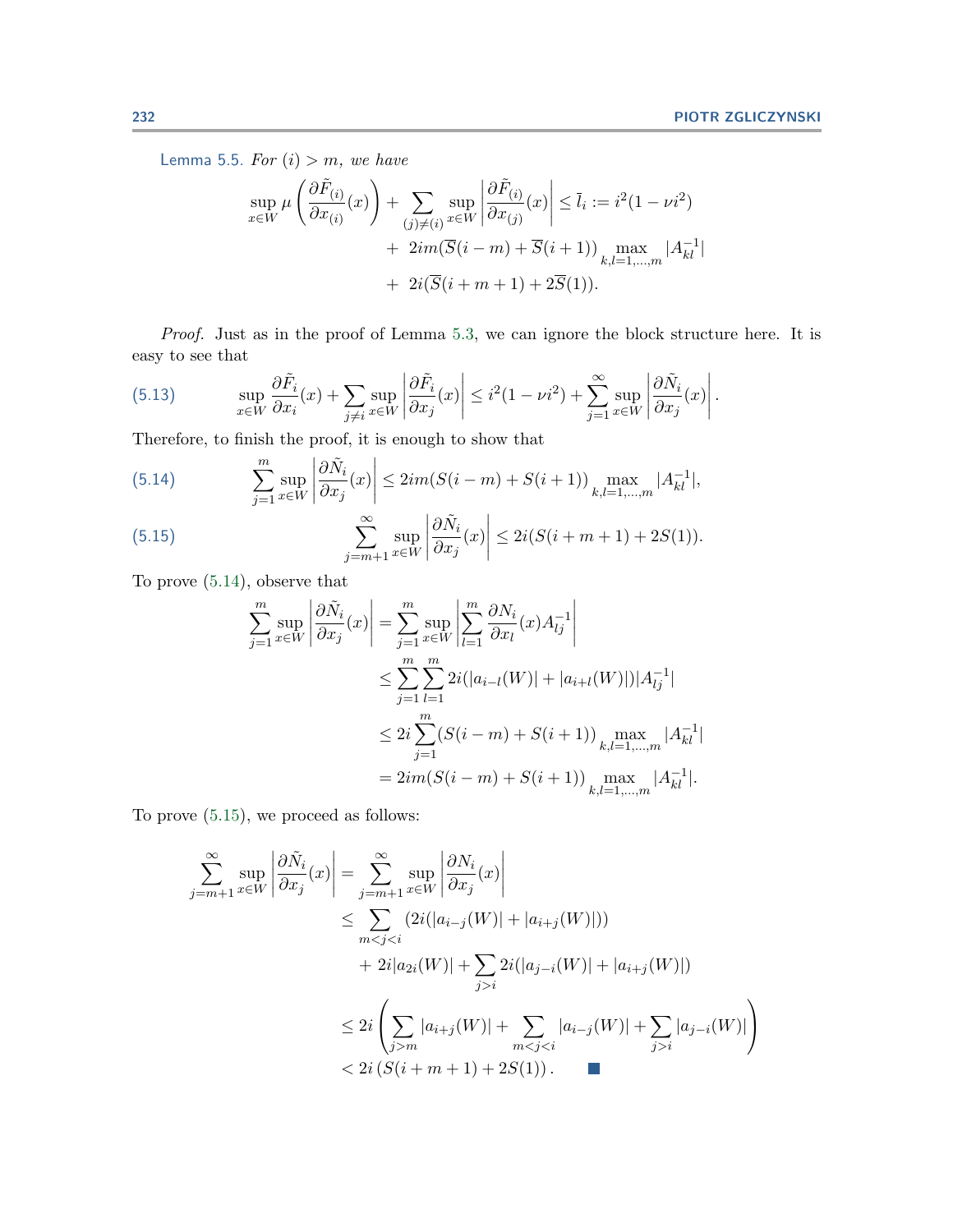**Lemma 5.5.** *For $(i) > m$, we have*

$$\sup_{x\in W} \mu\left(\frac{\partial \tilde{F}_{(i)}}{\partial x_{(i)}}(x)\right) + \sum_{(j)\neq(i)} \sup_{x\in W}\left|\frac{\partial \tilde{F}_{(i)}}{\partial x_{(j)}}(x)\right| \leq \bar{l}_i := i^2(1-\nu i^2) + 2im(\overline{S}(i-m) + \overline{S}(i+1)) \max_{k,l=1,\dots,m} |A^{-1}_{kl}| + 2i(\overline{S}(i+m+1) + 2\overline{S}(1)).$$

*Proof.* Just as in the proof of Lemma 5.3, we can ignore the block structure here. It is easy to see that

$$\sup_{x\in W} \frac{\partial \tilde{F}_i}{\partial x_i}(x) + \sum_{j\neq i} \sup_{x\in W}\left|\frac{\partial \tilde{F}_i}{\partial x_j}(x)\right| \leq i^2(1-\nu i^2) + \sum_{j=1}^{\infty} \sup_{x\in W}\left|\frac{\partial \tilde{N}_i}{\partial x_j}(x)\right|. \tag{5.13}$$

Therefore, to finish the proof, it is enough to show that

$$\sum_{j=1}^{m} \sup_{x\in W}\left|\frac{\partial \tilde{N}_i}{\partial x_j}(x)\right| \leq 2im(S(i-m) + S(i+1)) \max_{k,l=1,\dots,m} |A^{-1}_{kl}|, \tag{5.14}$$

$$\sum_{j=m+1}^{\infty} \sup_{x\in W}\left|\frac{\partial \tilde{N}_i}{\partial x_j}(x)\right| \leq 2i(S(i+m+1) + 2S(1)). \tag{5.15}$$

To prove (5.14), observe that

$$\begin{aligned}
\sum_{j=1}^{m} \sup_{x\in W}\left|\frac{\partial \tilde{N}_i}{\partial x_j}(x)\right| &= \sum_{j=1}^{m} \sup_{x\in W}\left|\sum_{l=1}^{m} \frac{\partial N_i}{\partial x_l}(x) A^{-1}_{lj}\right| \\
&\leq \sum_{j=1}^{m}\sum_{l=1}^{m} 2i(|a_{i-l}(W)| + |a_{i+l}(W)|)|A^{-1}_{lj}| \\
&\leq 2i\sum_{j=1}^{m}(S(i-m) + S(i+1)) \max_{k,l=1,\dots,m} |A^{-1}_{kl}| \\
&= 2im(S(i-m) + S(i+1)) \max_{k,l=1,\dots,m} |A^{-1}_{kl}|.
\end{aligned}$$

To prove (5.15), we proceed as follows:

$$\begin{aligned}
\sum_{j=m+1}^{\infty} \sup_{x\in W}\left|\frac{\partial \tilde{N}_i}{\partial x_j}(x)\right| &= \sum_{j=m+1}^{\infty} \sup_{x\in W}\left|\frac{\partial N_i}{\partial x_j}(x)\right| \\
&\leq \sum_{m<j<i} (2i(|a_{i-j}(W)| + |a_{i+j}(W)|)) \\
&\quad + 2i|a_{2i}(W)| + \sum_{j>i} 2i(|a_{j-i}(W)| + |a_{i+j}(W)|) \\
&\leq 2i\left(\sum_{j>m} |a_{i+j}(W)| + \sum_{m<j<i} |a_{i-j}(W)| + \sum_{j>i} |a_{j-i}(W)|\right) \\
&< 2i\left(S(i+m+1) + 2S(1)\right). \qquad \blacksquare
\end{aligned}$$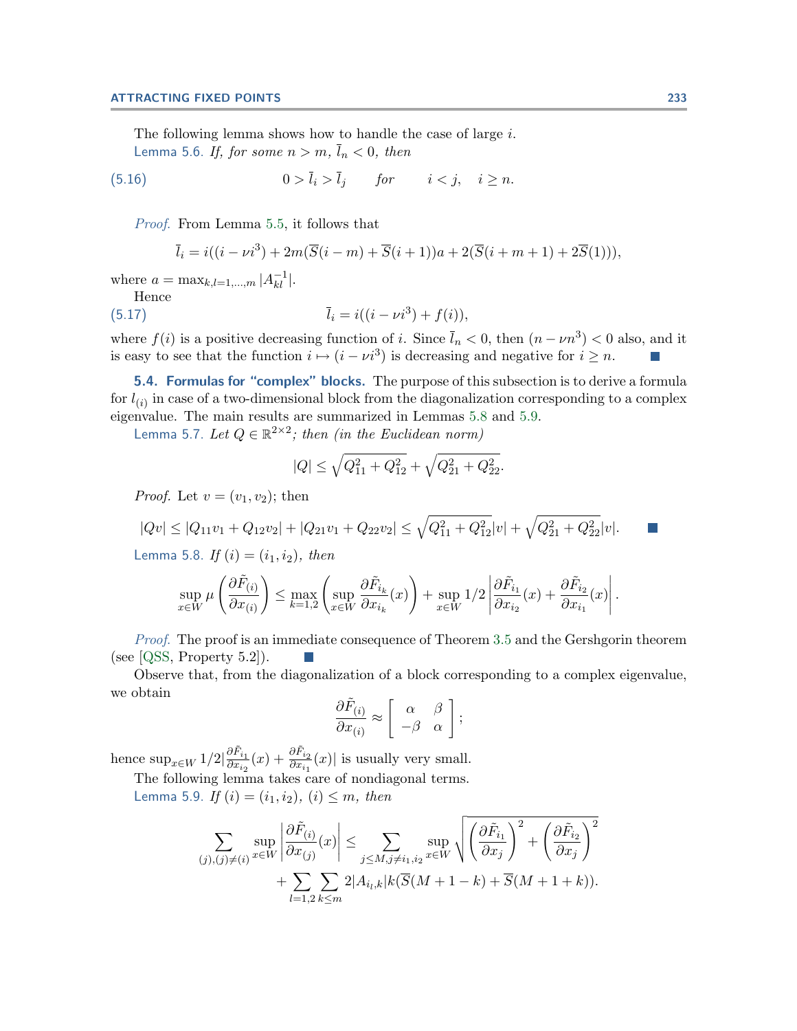The following lemma shows how to handle the case of large $i$.

Lemma 5.6. *If, for some $n > m$, $\overline{l}_n < 0$, then*

$$0 > \overline{l}_i > \overline{l}_j \qquad \text{for} \qquad i < j, \quad i \geq n. \tag{5.16}$$

*Proof.* From Lemma 5.5, it follows that

$$\overline{l}_i = i((i - \nu i^3) + 2m(\overline{S}(i-m) + \overline{S}(i+1))a + 2(\overline{S}(i+m+1) + 2\overline{S}(1))),$$

where $a = \max_{k,l=1,\dots,m} |A^{-1}_{kl}|$.

Hence

$$\overline{l}_i = i((i - \nu i^3) + f(i)), \tag{5.17}$$

where $f(i)$ is a positive decreasing function of $i$. Since $\overline{l}_n < 0$, then $(n - \nu n^3) < 0$ also, and it is easy to see that the function $i \mapsto (i - \nu i^3)$ is decreasing and negative for $i \geq n$. ∎

## 5.4. Formulas for "complex" blocks.

The purpose of this subsection is to derive a formula for $l_{(i)}$ in case of a two-dimensional block from the diagonalization corresponding to a complex eigenvalue. The main results are summarized in Lemmas 5.8 and 5.9.

Lemma 5.7. *Let $Q \in \mathbb{R}^{2\times 2}$; then (in the Euclidean norm)*

$$|Q| \leq \sqrt{Q_{11}^2 + Q_{12}^2} + \sqrt{Q_{21}^2 + Q_{22}^2}.$$

*Proof.* Let $v = (v_1, v_2)$; then

$$|Qv| \leq |Q_{11}v_1 + Q_{12}v_2| + |Q_{21}v_1 + Q_{22}v_2| \leq \sqrt{Q_{11}^2 + Q_{12}^2}|v| + \sqrt{Q_{21}^2 + Q_{22}^2}|v|. \qquad ∎$$

Lemma 5.8. *If $(i) = (i_1, i_2)$, then*

$$\sup_{x\in W} \mu\left(\frac{\partial \tilde{F}_{(i)}}{\partial x_{(i)}}\right) \leq \max_{k=1,2}\left(\sup_{x\in W} \frac{\partial \tilde{F}_{i_k}}{\partial x_{i_k}}(x)\right) + \sup_{x\in W} 1/2 \left|\frac{\partial \tilde{F}_{i_1}}{\partial x_{i_2}}(x) + \frac{\partial \tilde{F}_{i_2}}{\partial x_{i_1}}(x)\right|.$$

*Proof.* The proof is an immediate consequence of Theorem 3.5 and the Gershgorin theorem (see [QSS, Property 5.2]). ∎

Observe that, from the diagonalization of a block corresponding to a complex eigenvalue, we obtain

$$\frac{\partial \tilde{F}_{(i)}}{\partial x_{(i)}} \approx \begin{bmatrix} \alpha & \beta \\ -\beta & \alpha \end{bmatrix};$$

hence $\sup_{x\in W} 1/2 |\frac{\partial \tilde{F}_{i_1}}{\partial x_{i_2}}(x) + \frac{\partial \tilde{F}_{i_2}}{\partial x_{i_1}}(x)|$ is usually very small.

The following lemma takes care of nondiagonal terms.

Lemma 5.9. *If $(i) = (i_1, i_2)$, $(i) \leq m$, then*

$$\sum_{(j),(j)\neq(i)} \sup_{x\in W} \left|\frac{\partial \tilde{F}_{(i)}}{\partial x_{(j)}}(x)\right| \leq \sum_{j\leq M, j\neq i_1,i_2} \sup_{x\in W} \sqrt{\left(\frac{\partial \tilde{F}_{i_1}}{\partial x_j}\right)^2 + \left(\frac{\partial \tilde{F}_{i_2}}{\partial x_j}\right)^2}$$
$$+ \sum_{l=1,2} \sum_{k\leq m} 2|A_{i_l,k}|k(\overline{S}(M+1-k) + \overline{S}(M+1+k)).$$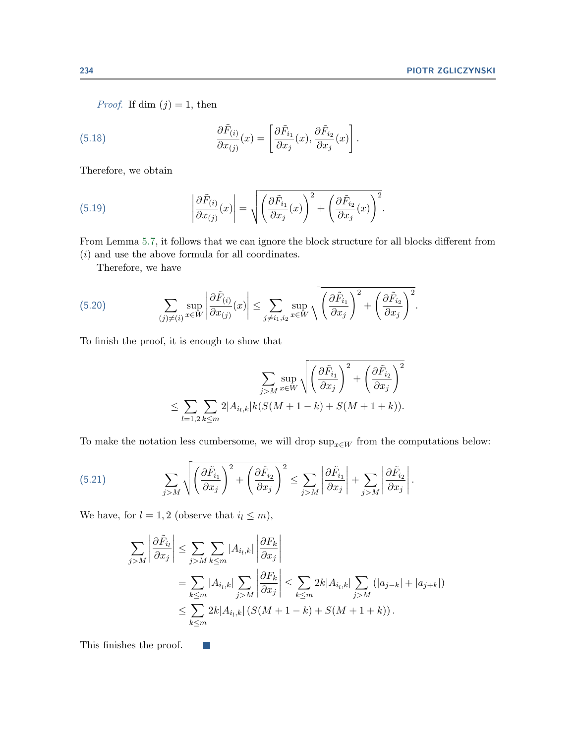*Proof.* If dim $(j) = 1$, then

$$\frac{\partial \tilde{F}_{(i)}}{\partial x_{(j)}}(x) = \left[ \frac{\partial \tilde{F}_{i_1}}{\partial x_j}(x), \frac{\partial \tilde{F}_{i_2}}{\partial x_j}(x) \right]. \tag{5.18}$$

Therefore, we obtain

$$\left| \frac{\partial \tilde{F}_{(i)}}{\partial x_{(j)}}(x) \right| = \sqrt{\left( \frac{\partial \tilde{F}_{i_1}}{\partial x_j}(x) \right)^2 + \left( \frac{\partial \tilde{F}_{i_2}}{\partial x_j}(x) \right)^2}. \tag{5.19}$$

From Lemma 5.7, it follows that we can ignore the block structure for all blocks different from $(i)$ and use the above formula for all coordinates.

Therefore, we have

$$\sum_{(j) \neq (i)} \sup_{x \in W} \left| \frac{\partial \tilde{F}_{(i)}}{\partial x_{(j)}}(x) \right| \leq \sum_{j \neq i_1, i_2} \sup_{x \in W} \sqrt{\left( \frac{\partial \tilde{F}_{i_1}}{\partial x_j} \right)^2 + \left( \frac{\partial \tilde{F}_{i_2}}{\partial x_j} \right)^2}. \tag{5.20}$$

To finish the proof, it is enough to show that

$$\begin{aligned} &\sum_{j > M} \sup_{x \in W} \sqrt{\left( \frac{\partial \tilde{F}_{i_1}}{\partial x_j} \right)^2 + \left( \frac{\partial \tilde{F}_{i_2}}{\partial x_j} \right)^2} \\ &\leq \sum_{l=1,2} \sum_{k \leq m} 2|A_{i_l,k}| k (S(M+1-k) + S(M+1+k)). \end{aligned}$$

To make the notation less cumbersome, we will drop $\sup_{x \in W}$ from the computations below:

$$\sum_{j > M} \sqrt{\left( \frac{\partial \tilde{F}_{i_1}}{\partial x_j} \right)^2 + \left( \frac{\partial \tilde{F}_{i_2}}{\partial x_j} \right)^2} \leq \sum_{j > M} \left| \frac{\partial \tilde{F}_{i_1}}{\partial x_j} \right| + \sum_{j > M} \left| \frac{\partial \tilde{F}_{i_2}}{\partial x_j} \right|. \tag{5.21}$$

We have, for $l = 1, 2$ (observe that $i_l \leq m$),

$$\begin{aligned} \sum_{j > M} \left| \frac{\partial \tilde{F}_{i_l}}{\partial x_j} \right| &\leq \sum_{j > M} \sum_{k \leq m} |A_{i_l,k}| \left| \frac{\partial F_k}{\partial x_j} \right| \\ &= \sum_{k \leq m} |A_{i_l,k}| \sum_{j > M} \left| \frac{\partial F_k}{\partial x_j} \right| \leq \sum_{k \leq m} 2k |A_{i_l,k}| \sum_{j > M} (|a_{j-k}| + |a_{j+k}|) \\ &\leq \sum_{k \leq m} 2k |A_{i_l,k}| \left( S(M+1-k) + S(M+1+k) \right). \end{aligned}$$

This finishes the proof. ∎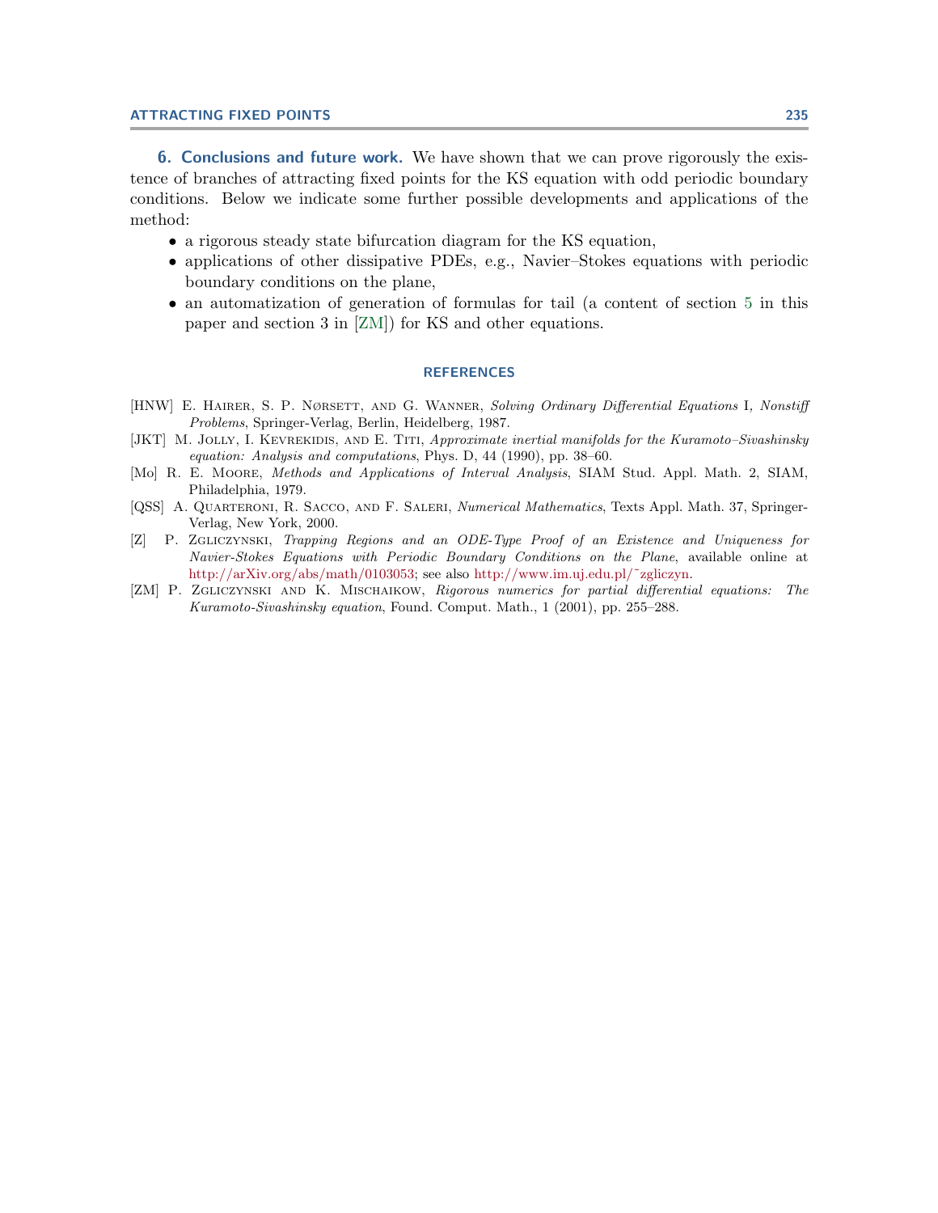## 6. Conclusions and future work.

We have shown that we can prove rigorously the existence of branches of attracting fixed points for the KS equation with odd periodic boundary conditions. Below we indicate some further possible developments and applications of the method:

- a rigorous steady state bifurcation diagram for the KS equation,
- applications of other dissipative PDEs, e.g., Navier–Stokes equations with periodic boundary conditions on the plane,
- an automatization of generation of formulas for tail (a content of section 5 in this paper and section 3 in [ZM]) for KS and other equations.

## REFERENCES

[HNW] E. Hairer, S. P. Nørsett, and G. Wanner, *Solving Ordinary Differential Equations* I*, Nonstiff Problems*, Springer-Verlag, Berlin, Heidelberg, 1987.

[JKT] M. Jolly, I. Kevrekidis, and E. Titi, *Approximate inertial manifolds for the Kuramoto–Sivashinsky equation: Analysis and computations*, Phys. D, 44 (1990), pp. 38–60.

[Mo] R. E. Moore, *Methods and Applications of Interval Analysis*, SIAM Stud. Appl. Math. 2, SIAM, Philadelphia, 1979.

[QSS] A. Quarteroni, R. Sacco, and F. Saleri, *Numerical Mathematics*, Texts Appl. Math. 37, Springer-Verlag, New York, 2000.

[Z] P. Zgliczynski, *Trapping Regions and an ODE-Type Proof of an Existence and Uniqueness for Navier-Stokes Equations with Periodic Boundary Conditions on the Plane*, available online at http://arXiv.org/abs/math/0103053; see also http://www.im.uj.edu.pl/˜zgliczyn.

[ZM] P. Zgliczynski and K. Mischaikow, *Rigorous numerics for partial differential equations: The Kuramoto-Sivashinsky equation*, Found. Comput. Math., 1 (2001), pp. 255–288.